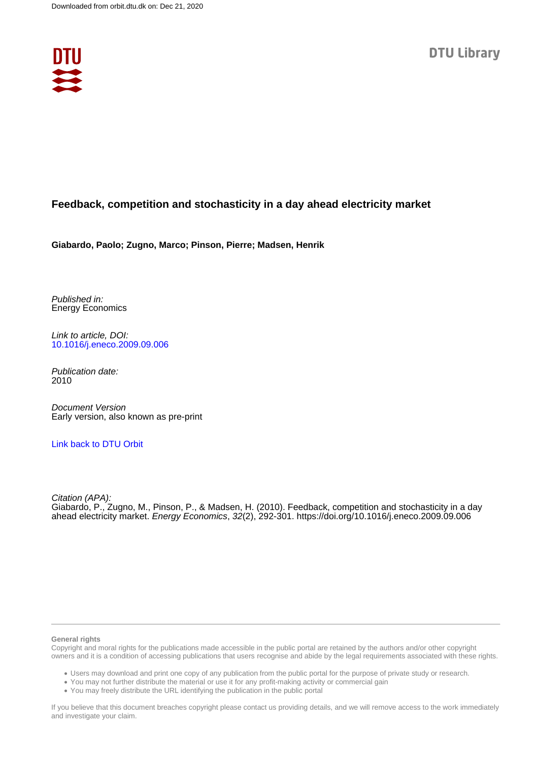Downloaded from orbit.dtu.dk on: Dec 21, 2020

# Feedback, competition and stochasticity in a day ahead electricity market

**Giabardo, Paolo; Zugno, Marco; Pinson, Pierre; Madsen, Henrik**

*Published in:*
Energy Economics

*Link to article, DOI:*
10.1016/j.eneco.2009.09.006

*Publication date:*
2010

*Document Version*
Early version, also known as pre-print

Link back to DTU Orbit

*Citation (APA):*
Giabardo, P., Zugno, M., Pinson, P., & Madsen, H. (2010). Feedback, competition and stochasticity in a day ahead electricity market. *Energy Economics*, *32*(2), 292-301. https://doi.org/10.1016/j.eneco.2009.09.006

**General rights**

Copyright and moral rights for the publications made accessible in the public portal are retained by the authors and/or other copyright owners and it is a condition of accessing publications that users recognise and abide by the legal requirements associated with these rights.

- Users may download and print one copy of any publication from the public portal for the purpose of private study or research.
- You may not further distribute the material or use it for any profit-making activity or commercial gain
- You may freely distribute the URL identifying the publication in the public portal

If you believe that this document breaches copyright please contact us providing details, and we will remove access to the work immediately and investigate your claim.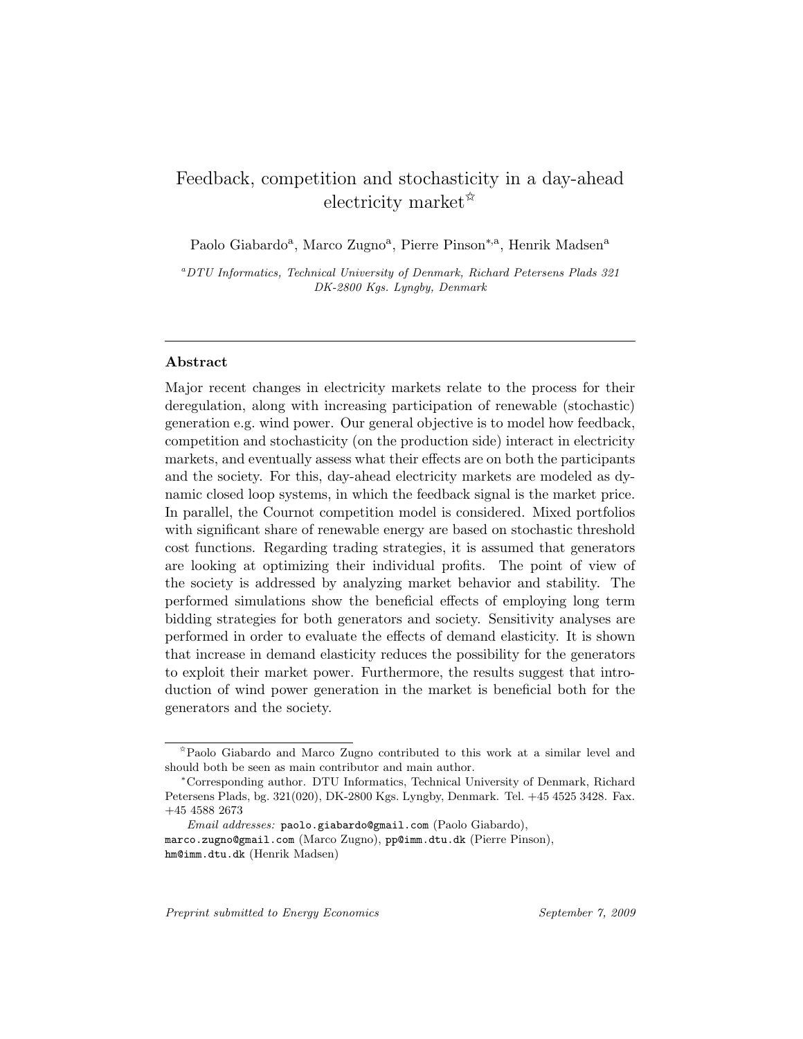# Feedback, competition and stochasticity in a day-ahead electricity market[☆]

Paolo Giabardo[a], Marco Zugno[a], Pierre Pinson[*,a], Henrik Madsen[a]

[a] *DTU Informatics, Technical University of Denmark, Richard Petersens Plads 321 DK-2800 Kgs. Lyngby, Denmark*

---

## Abstract

Major recent changes in electricity markets relate to the process for their deregulation, along with increasing participation of renewable (stochastic) generation e.g. wind power. Our general objective is to model how feedback, competition and stochasticity (on the production side) interact in electricity markets, and eventually assess what their effects are on both the participants and the society. For this, day-ahead electricity markets are modeled as dynamic closed loop systems, in which the feedback signal is the market price. In parallel, the Cournot competition model is considered. Mixed portfolios with significant share of renewable energy are based on stochastic threshold cost functions. Regarding trading strategies, it is assumed that generators are looking at optimizing their individual profits. The point of view of the society is addressed by analyzing market behavior and stability. The performed simulations show the beneficial effects of employing long term bidding strategies for both generators and society. Sensitivity analyses are performed in order to evaluate the effects of demand elasticity. It is shown that increase in demand elasticity reduces the possibility for the generators to exploit their market power. Furthermore, the results suggest that introduction of wind power generation in the market is beneficial both for the generators and the society.

---

[☆] Paolo Giabardo and Marco Zugno contributed to this work at a similar level and should both be seen as main contributor and main author.

[*] Corresponding author. DTU Informatics, Technical University of Denmark, Richard Petersens Plads, bg. 321(020), DK-2800 Kgs. Lyngby, Denmark. Tel. +45 4525 3428. Fax. +45 4588 2673

*Email addresses:* paolo.giabardo@gmail.com (Paolo Giabardo), marco.zugno@gmail.com (Marco Zugno), pp@imm.dtu.dk (Pierre Pinson), hm@imm.dtu.dk (Henrik Madsen)

*Preprint submitted to Energy Economics* — *September 7, 2009*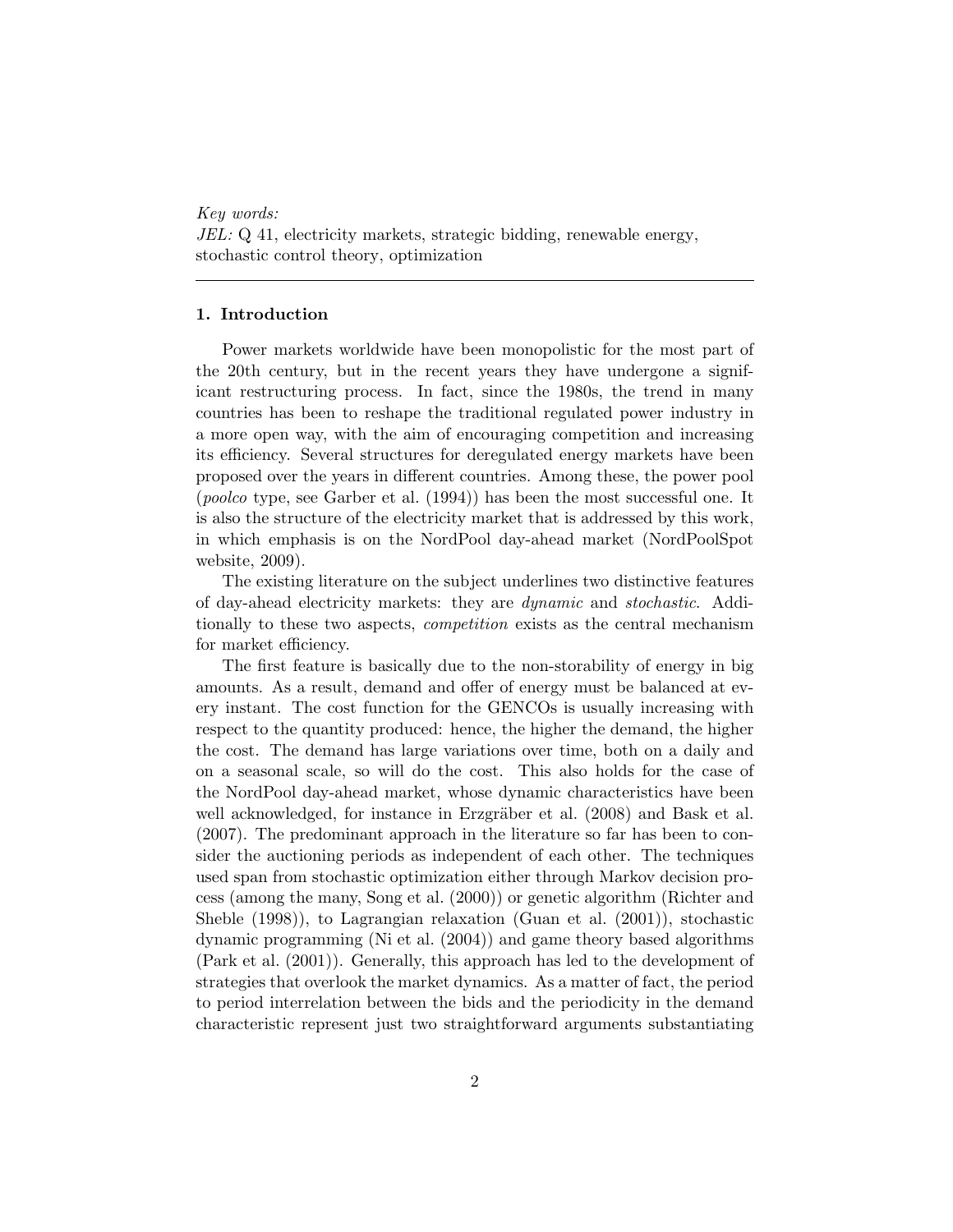*Key words:*
*JEL:* Q 41, electricity markets, strategic bidding, renewable energy, stochastic control theory, optimization

## 1. Introduction

Power markets worldwide have been monopolistic for the most part of the 20th century, but in the recent years they have undergone a significant restructuring process. In fact, since the 1980s, the trend in many countries has been to reshape the traditional regulated power industry in a more open way, with the aim of encouraging competition and increasing its efficiency. Several structures for deregulated energy markets have been proposed over the years in different countries. Among these, the power pool (*poolco* type, see Garber et al. (1994)) has been the most successful one. It is also the structure of the electricity market that is addressed by this work, in which emphasis is on the NordPool day-ahead market (NordPoolSpot website, 2009).

The existing literature on the subject underlines two distinctive features of day-ahead electricity markets: they are *dynamic* and *stochastic*. Additionally to these two aspects, *competition* exists as the central mechanism for market efficiency.

The first feature is basically due to the non-storability of energy in big amounts. As a result, demand and offer of energy must be balanced at every instant. The cost function for the GENCOs is usually increasing with respect to the quantity produced: hence, the higher the demand, the higher the cost. The demand has large variations over time, both on a daily and on a seasonal scale, so will do the cost. This also holds for the case of the NordPool day-ahead market, whose dynamic characteristics have been well acknowledged, for instance in Erzgräber et al. (2008) and Bask et al. (2007). The predominant approach in the literature so far has been to consider the auctioning periods as independent of each other. The techniques used span from stochastic optimization either through Markov decision process (among the many, Song et al. (2000)) or genetic algorithm (Richter and Sheble (1998)), to Lagrangian relaxation (Guan et al. (2001)), stochastic dynamic programming (Ni et al. (2004)) and game theory based algorithms (Park et al. (2001)). Generally, this approach has led to the development of strategies that overlook the market dynamics. As a matter of fact, the period to period interrelation between the bids and the periodicity in the demand characteristic represent just two straightforward arguments substantiating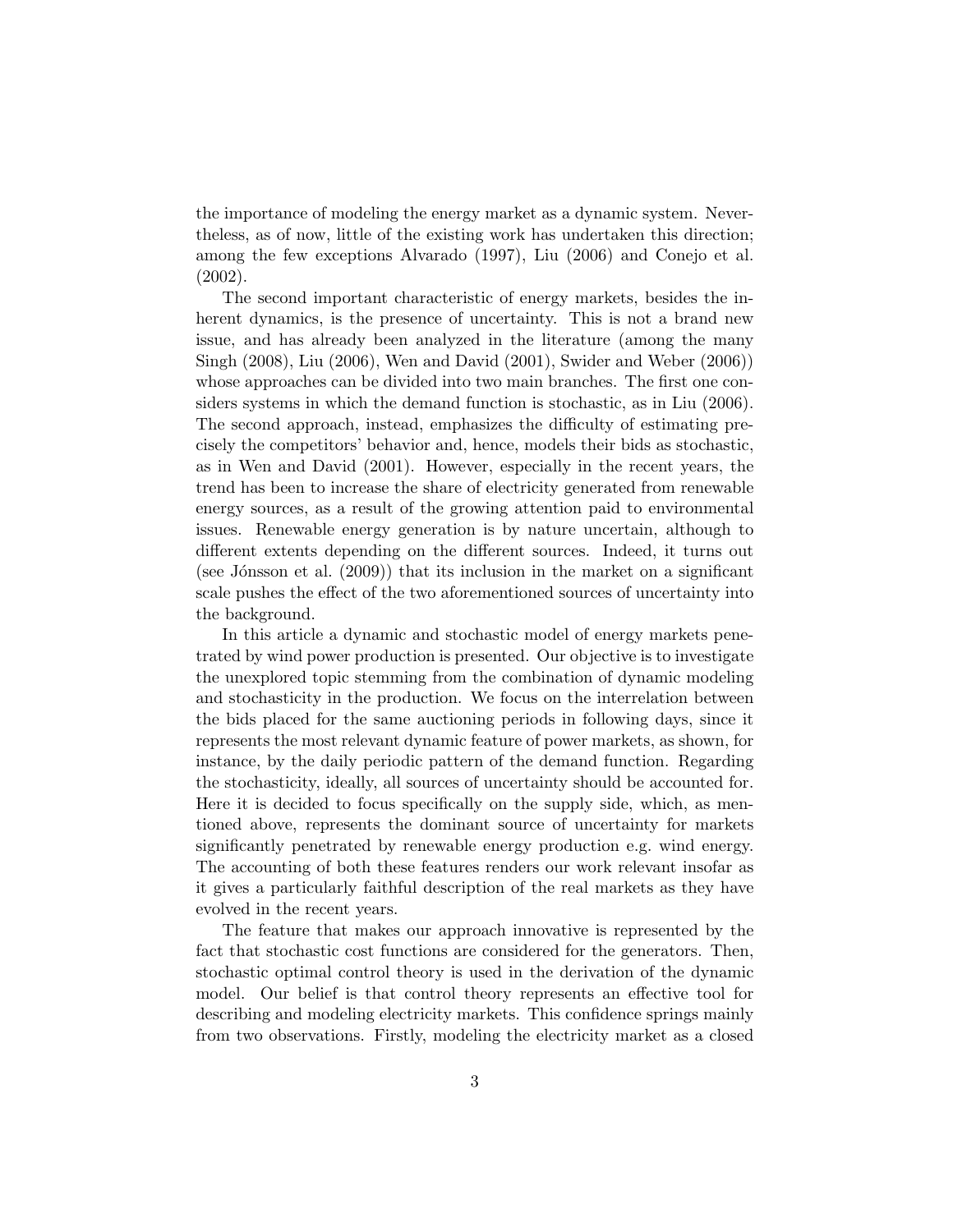the importance of modeling the energy market as a dynamic system. Nevertheless, as of now, little of the existing work has undertaken this direction; among the few exceptions Alvarado (1997), Liu (2006) and Conejo et al. (2002).

The second important characteristic of energy markets, besides the inherent dynamics, is the presence of uncertainty. This is not a brand new issue, and has already been analyzed in the literature (among the many Singh (2008), Liu (2006), Wen and David (2001), Swider and Weber (2006)) whose approaches can be divided into two main branches. The first one considers systems in which the demand function is stochastic, as in Liu (2006). The second approach, instead, emphasizes the difficulty of estimating precisely the competitors' behavior and, hence, models their bids as stochastic, as in Wen and David (2001). However, especially in the recent years, the trend has been to increase the share of electricity generated from renewable energy sources, as a result of the growing attention paid to environmental issues. Renewable energy generation is by nature uncertain, although to different extents depending on the different sources. Indeed, it turns out (see Jónsson et al. (2009)) that its inclusion in the market on a significant scale pushes the effect of the two aforementioned sources of uncertainty into the background.

In this article a dynamic and stochastic model of energy markets penetrated by wind power production is presented. Our objective is to investigate the unexplored topic stemming from the combination of dynamic modeling and stochasticity in the production. We focus on the interrelation between the bids placed for the same auctioning periods in following days, since it represents the most relevant dynamic feature of power markets, as shown, for instance, by the daily periodic pattern of the demand function. Regarding the stochasticity, ideally, all sources of uncertainty should be accounted for. Here it is decided to focus specifically on the supply side, which, as mentioned above, represents the dominant source of uncertainty for markets significantly penetrated by renewable energy production e.g. wind energy. The accounting of both these features renders our work relevant insofar as it gives a particularly faithful description of the real markets as they have evolved in the recent years.

The feature that makes our approach innovative is represented by the fact that stochastic cost functions are considered for the generators. Then, stochastic optimal control theory is used in the derivation of the dynamic model. Our belief is that control theory represents an effective tool for describing and modeling electricity markets. This confidence springs mainly from two observations. Firstly, modeling the electricity market as a closed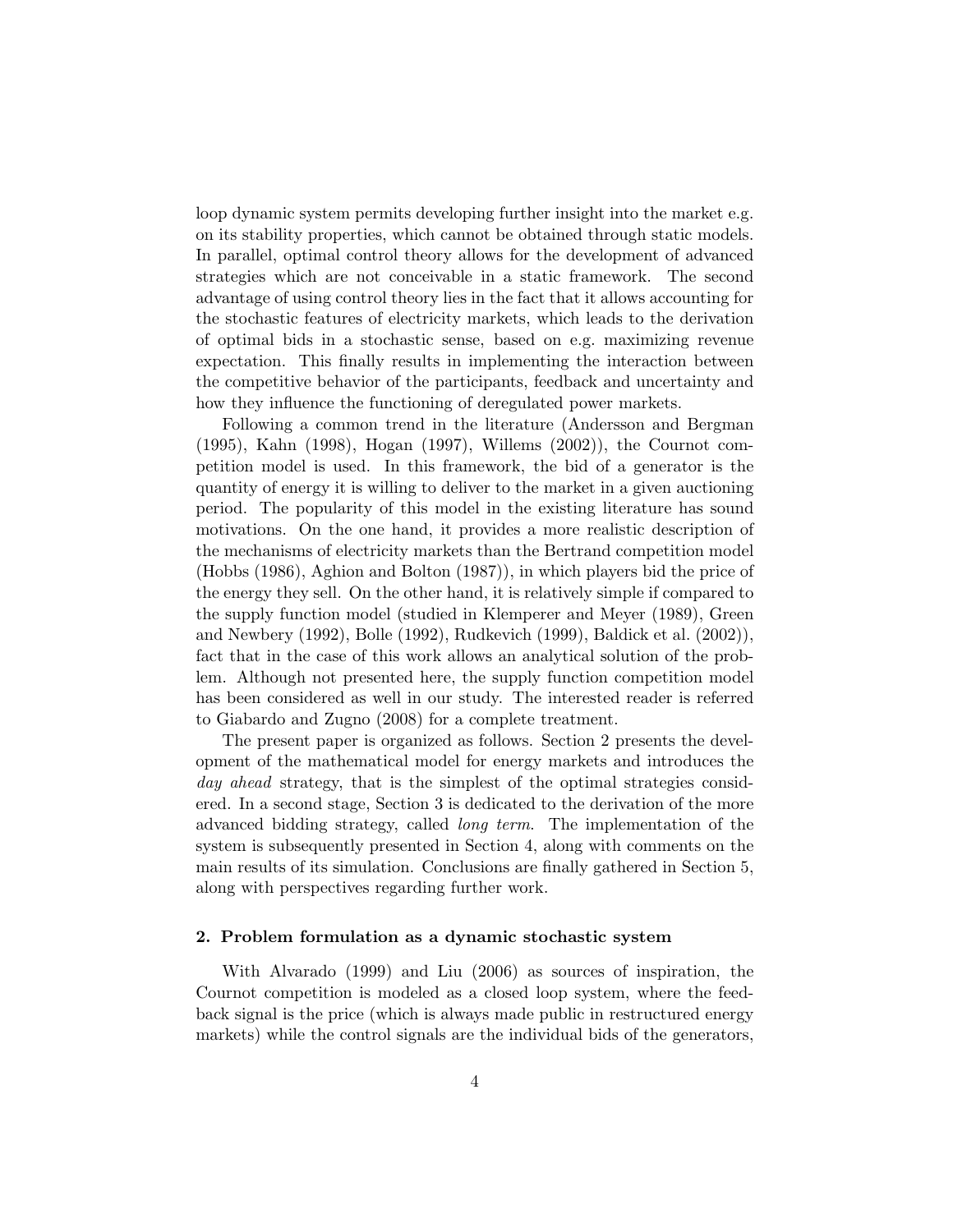loop dynamic system permits developing further insight into the market e.g. on its stability properties, which cannot be obtained through static models. In parallel, optimal control theory allows for the development of advanced strategies which are not conceivable in a static framework. The second advantage of using control theory lies in the fact that it allows accounting for the stochastic features of electricity markets, which leads to the derivation of optimal bids in a stochastic sense, based on e.g. maximizing revenue expectation. This finally results in implementing the interaction between the competitive behavior of the participants, feedback and uncertainty and how they influence the functioning of deregulated power markets.

Following a common trend in the literature (Andersson and Bergman (1995), Kahn (1998), Hogan (1997), Willems (2002)), the Cournot competition model is used. In this framework, the bid of a generator is the quantity of energy it is willing to deliver to the market in a given auctioning period. The popularity of this model in the existing literature has sound motivations. On the one hand, it provides a more realistic description of the mechanisms of electricity markets than the Bertrand competition model (Hobbs (1986), Aghion and Bolton (1987)), in which players bid the price of the energy they sell. On the other hand, it is relatively simple if compared to the supply function model (studied in Klemperer and Meyer (1989), Green and Newbery (1992), Bolle (1992), Rudkevich (1999), Baldick et al. (2002)), fact that in the case of this work allows an analytical solution of the problem. Although not presented here, the supply function competition model has been considered as well in our study. The interested reader is referred to Giabardo and Zugno (2008) for a complete treatment.

The present paper is organized as follows. Section 2 presents the development of the mathematical model for energy markets and introduces the *day ahead* strategy, that is the simplest of the optimal strategies considered. In a second stage, Section 3 is dedicated to the derivation of the more advanced bidding strategy, called *long term*. The implementation of the system is subsequently presented in Section 4, along with comments on the main results of its simulation. Conclusions are finally gathered in Section 5, along with perspectives regarding further work.

## 2. Problem formulation as a dynamic stochastic system

With Alvarado (1999) and Liu (2006) as sources of inspiration, the Cournot competition is modeled as a closed loop system, where the feedback signal is the price (which is always made public in restructured energy markets) while the control signals are the individual bids of the generators,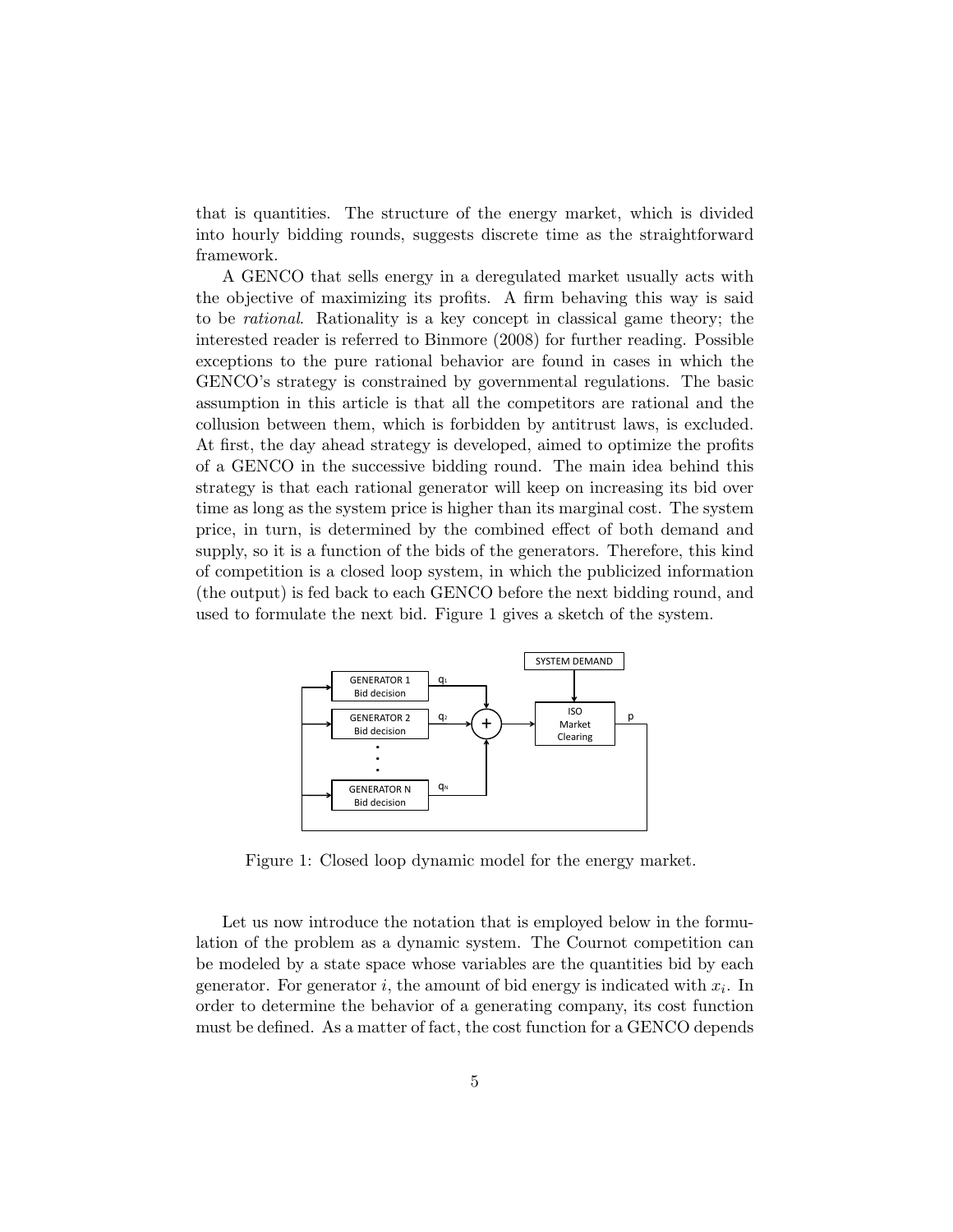that is quantities. The structure of the energy market, which is divided into hourly bidding rounds, suggests discrete time as the straightforward framework.

A GENCO that sells energy in a deregulated market usually acts with the objective of maximizing its profits. A firm behaving this way is said to be *rational*. Rationality is a key concept in classical game theory; the interested reader is referred to Binmore (2008) for further reading. Possible exceptions to the pure rational behavior are found in cases in which the GENCO's strategy is constrained by governmental regulations. The basic assumption in this article is that all the competitors are rational and the collusion between them, which is forbidden by antitrust laws, is excluded. At first, the day ahead strategy is developed, aimed to optimize the profits of a GENCO in the successive bidding round. The main idea behind this strategy is that each rational generator will keep on increasing its bid over time as long as the system price is higher than its marginal cost. The system price, in turn, is determined by the combined effect of both demand and supply, so it is a function of the bids of the generators. Therefore, this kind of competition is a closed loop system, in which the publicized information (the output) is fed back to each GENCO before the next bidding round, and used to formulate the next bid. Figure 1 gives a sketch of the system.

Figure 1: Closed loop dynamic model for the energy market.

Let us now introduce the notation that is employed below in the formulation of the problem as a dynamic system. The Cournot competition can be modeled by a state space whose variables are the quantities bid by each generator. For generator $i$, the amount of bid energy is indicated with $x_i$. In order to determine the behavior of a generating company, its cost function must be defined. As a matter of fact, the cost function for a GENCO depends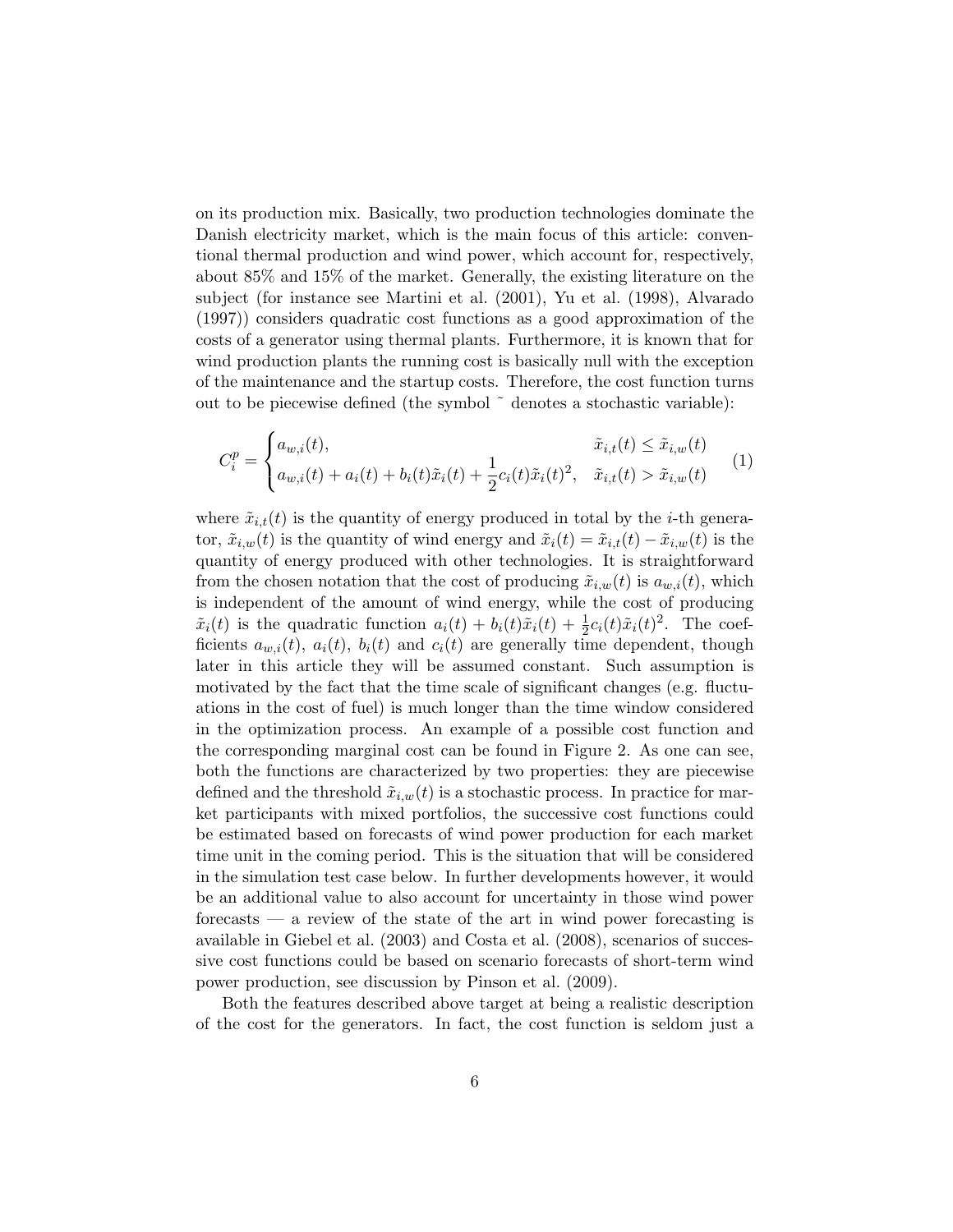on its production mix. Basically, two production technologies dominate the Danish electricity market, which is the main focus of this article: conventional thermal production and wind power, which account for, respectively, about 85% and 15% of the market. Generally, the existing literature on the subject (for instance see Martini et al. (2001), Yu et al. (1998), Alvarado (1997)) considers quadratic cost functions as a good approximation of the costs of a generator using thermal plants. Furthermore, it is known that for wind production plants the running cost is basically null with the exception of the maintenance and the startup costs. Therefore, the cost function turns out to be piecewise defined (the symbol ˜ denotes a stochastic variable):

$$C_i^p = \begin{cases} a_{w,i}(t), & \tilde{x}_{i,t}(t) \leq \tilde{x}_{i,w}(t) \\ a_{w,i}(t) + a_i(t) + b_i(t)\tilde{x}_i(t) + \dfrac{1}{2}c_i(t)\tilde{x}_i(t)^2, & \tilde{x}_{i,t}(t) > \tilde{x}_{i,w}(t) \end{cases} \tag{1}$$

where $\tilde{x}_{i,t}(t)$ is the quantity of energy produced in total by the $i$-th generator, $\tilde{x}_{i,w}(t)$ is the quantity of wind energy and $\tilde{x}_i(t) = \tilde{x}_{i,t}(t) - \tilde{x}_{i,w}(t)$ is the quantity of energy produced with other technologies. It is straightforward from the chosen notation that the cost of producing $\tilde{x}_{i,w}(t)$ is $a_{w,i}(t)$, which is independent of the amount of wind energy, while the cost of producing $\tilde{x}_i(t)$ is the quadratic function $a_i(t) + b_i(t)\tilde{x}_i(t) + \frac{1}{2}c_i(t)\tilde{x}_i(t)^2$. The coefficients $a_{w,i}(t)$, $a_i(t)$, $b_i(t)$ and $c_i(t)$ are generally time dependent, though later in this article they will be assumed constant. Such assumption is motivated by the fact that the time scale of significant changes (e.g. fluctuations in the cost of fuel) is much longer than the time window considered in the optimization process. An example of a possible cost function and the corresponding marginal cost can be found in Figure 2. As one can see, both the functions are characterized by two properties: they are piecewise defined and the threshold $\tilde{x}_{i,w}(t)$ is a stochastic process. In practice for market participants with mixed portfolios, the successive cost functions could be estimated based on forecasts of wind power production for each market time unit in the coming period. This is the situation that will be considered in the simulation test case below. In further developments however, it would be an additional value to also account for uncertainty in those wind power forecasts — a review of the state of the art in wind power forecasting is available in Giebel et al. (2003) and Costa et al. (2008), scenarios of successive cost functions could be based on scenario forecasts of short-term wind power production, see discussion by Pinson et al. (2009).

Both the features described above target at being a realistic description of the cost for the generators. In fact, the cost function is seldom just a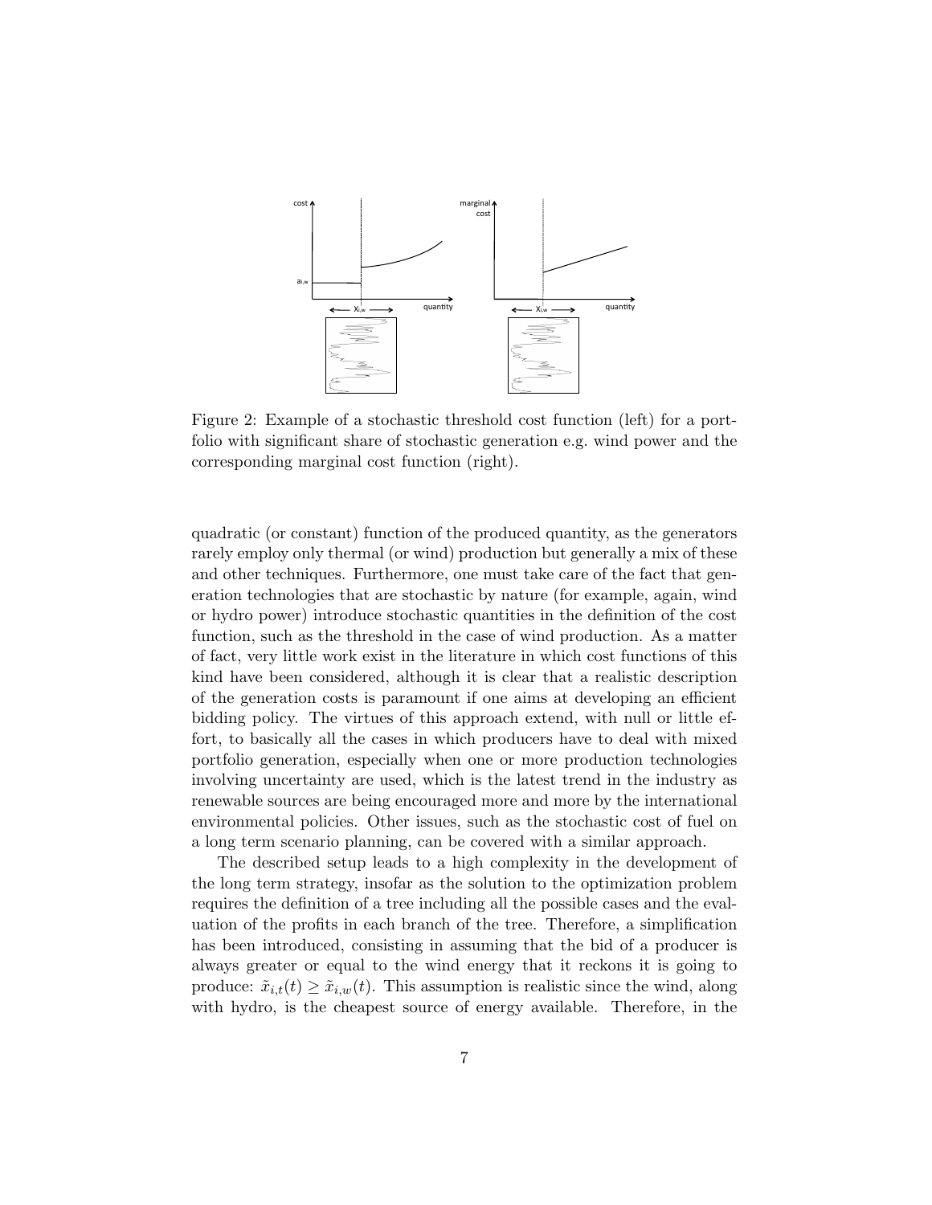Figure 2: Example of a stochastic threshold cost function (left) for a portfolio with significant share of stochastic generation e.g. wind power and the corresponding marginal cost function (right).

quadratic (or constant) function of the produced quantity, as the generators rarely employ only thermal (or wind) production but generally a mix of these and other techniques. Furthermore, one must take care of the fact that generation technologies that are stochastic by nature (for example, again, wind or hydro power) introduce stochastic quantities in the definition of the cost function, such as the threshold in the case of wind production. As a matter of fact, very little work exist in the literature in which cost functions of this kind have been considered, although it is clear that a realistic description of the generation costs is paramount if one aims at developing an efficient bidding policy. The virtues of this approach extend, with null or little effort, to basically all the cases in which producers have to deal with mixed portfolio generation, especially when one or more production technologies involving uncertainty are used, which is the latest trend in the industry as renewable sources are being encouraged more and more by the international environmental policies. Other issues, such as the stochastic cost of fuel on a long term scenario planning, can be covered with a similar approach.

The described setup leads to a high complexity in the development of the long term strategy, insofar as the solution to the optimization problem requires the definition of a tree including all the possible cases and the evaluation of the profits in each branch of the tree. Therefore, a simplification has been introduced, consisting in assuming that the bid of a producer is always greater or equal to the wind energy that it reckons it is going to produce: $\tilde{x}_{i,t}(t) \geq \tilde{x}_{i,w}(t)$. This assumption is realistic since the wind, along with hydro, is the cheapest source of energy available. Therefore, in the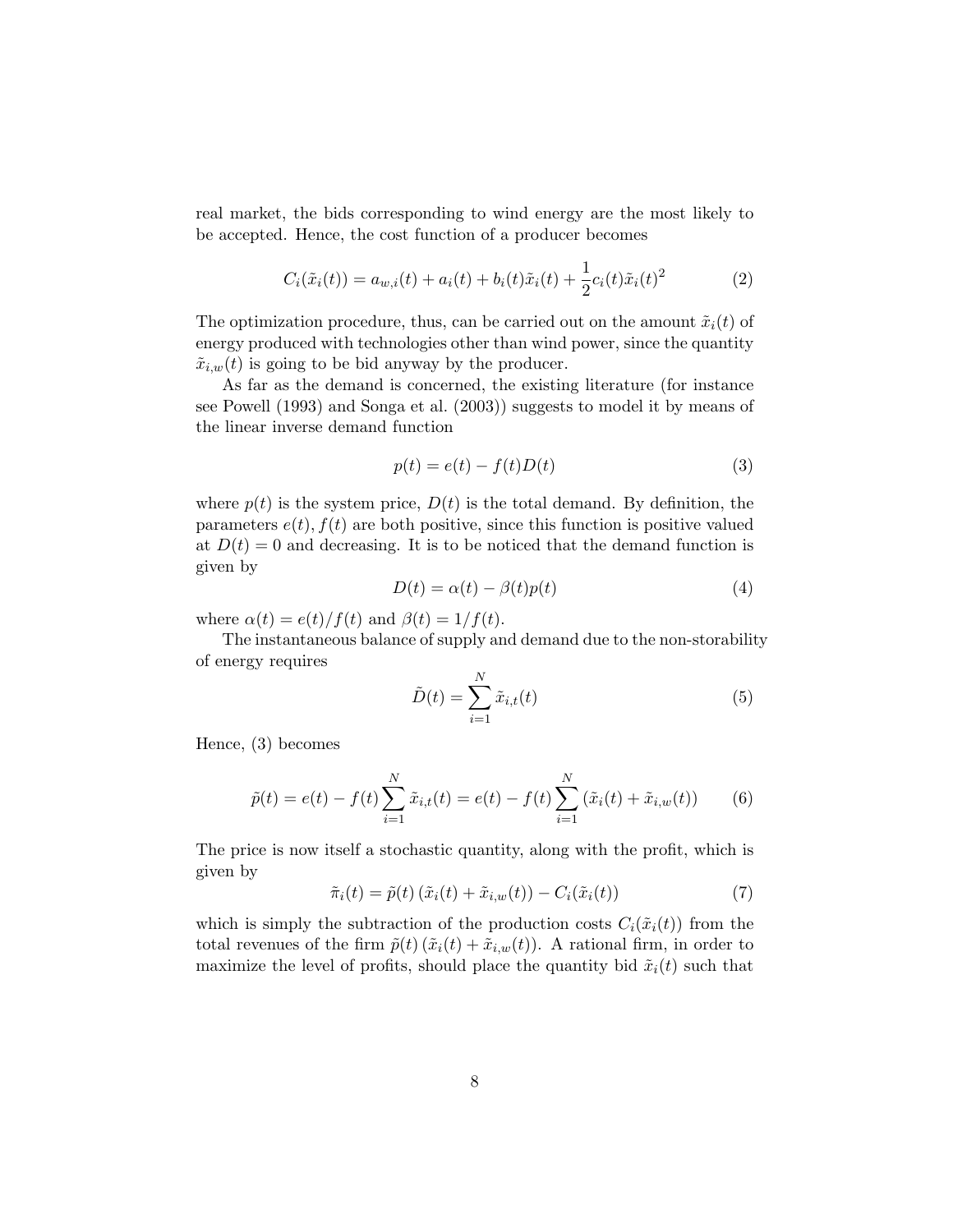real market, the bids corresponding to wind energy are the most likely to be accepted. Hence, the cost function of a producer becomes

$$C_i(\tilde{x}_i(t)) = a_{w,i}(t) + a_i(t) + b_i(t)\tilde{x}_i(t) + \frac{1}{2}c_i(t)\tilde{x}_i(t)^2 \tag{2}$$

The optimization procedure, thus, can be carried out on the amount $\tilde{x}_i(t)$ of energy produced with technologies other than wind power, since the quantity $\tilde{x}_{i,w}(t)$ is going to be bid anyway by the producer.

As far as the demand is concerned, the existing literature (for instance see Powell (1993) and Songa et al. (2003)) suggests to model it by means of the linear inverse demand function

$$p(t) = e(t) - f(t)D(t) \tag{3}$$

where $p(t)$ is the system price, $D(t)$ is the total demand. By definition, the parameters $e(t), f(t)$ are both positive, since this function is positive valued at $D(t) = 0$ and decreasing. It is to be noticed that the demand function is given by

$$D(t) = \alpha(t) - \beta(t)p(t) \tag{4}$$

where $\alpha(t) = e(t)/f(t)$ and $\beta(t) = 1/f(t)$.

The instantaneous balance of supply and demand due to the non-storability of energy requires

$$\tilde{D}(t) = \sum_{i=1}^{N} \tilde{x}_{i,t}(t) \tag{5}$$

Hence, (3) becomes

$$\tilde{p}(t) = e(t) - f(t)\sum_{i=1}^{N} \tilde{x}_{i,t}(t) = e(t) - f(t)\sum_{i=1}^{N} \left(\tilde{x}_i(t) + \tilde{x}_{i,w}(t)\right) \tag{6}$$

The price is now itself a stochastic quantity, along with the profit, which is given by

$$\tilde{\pi}_i(t) = \tilde{p}(t)\left(\tilde{x}_i(t) + \tilde{x}_{i,w}(t)\right) - C_i(\tilde{x}_i(t)) \tag{7}$$

which is simply the subtraction of the production costs $C_i(\tilde{x}_i(t))$ from the total revenues of the firm $\tilde{p}(t)\left(\tilde{x}_i(t) + \tilde{x}_{i,w}(t)\right)$. A rational firm, in order to maximize the level of profits, should place the quantity bid $\tilde{x}_i(t)$ such that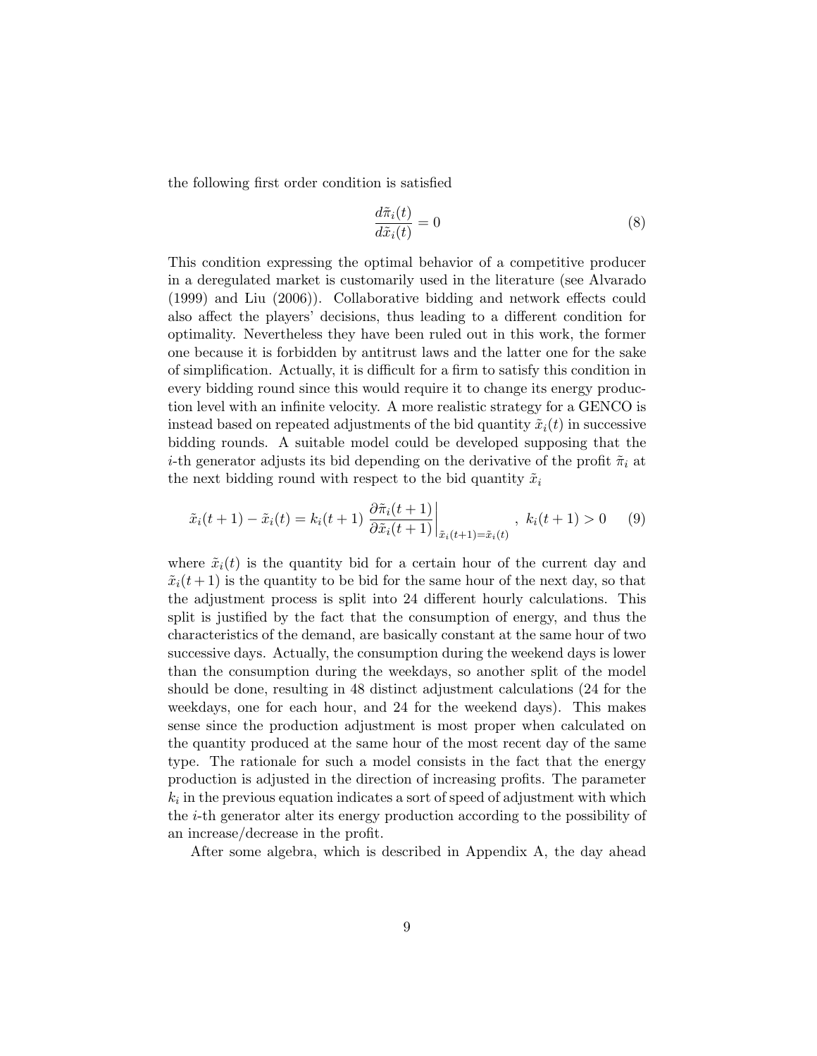the following first order condition is satisfied

$$\frac{d\tilde{\pi}_i(t)}{d\tilde{x}_i(t)} = 0 \tag{8}$$

This condition expressing the optimal behavior of a competitive producer in a deregulated market is customarily used in the literature (see Alvarado (1999) and Liu (2006)). Collaborative bidding and network effects could also affect the players' decisions, thus leading to a different condition for optimality. Nevertheless they have been ruled out in this work, the former one because it is forbidden by antitrust laws and the latter one for the sake of simplification. Actually, it is difficult for a firm to satisfy this condition in every bidding round since this would require it to change its energy production level with an infinite velocity. A more realistic strategy for a GENCO is instead based on repeated adjustments of the bid quantity $\tilde{x}_i(t)$ in successive bidding rounds. A suitable model could be developed supposing that the $i$-th generator adjusts its bid depending on the derivative of the profit $\tilde{\pi}_i$ at the next bidding round with respect to the bid quantity $\tilde{x}_i$

$$\tilde{x}_i(t+1) - \tilde{x}_i(t) = k_i(t+1) \left. \frac{\partial \tilde{\pi}_i(t+1)}{\partial \tilde{x}_i(t+1)} \right|_{\tilde{x}_i(t+1)=\tilde{x}_i(t)} , \; k_i(t+1) > 0 \tag{9}$$

where $\tilde{x}_i(t)$ is the quantity bid for a certain hour of the current day and $\tilde{x}_i(t+1)$ is the quantity to be bid for the same hour of the next day, so that the adjustment process is split into 24 different hourly calculations. This split is justified by the fact that the consumption of energy, and thus the characteristics of the demand, are basically constant at the same hour of two successive days. Actually, the consumption during the weekend days is lower than the consumption during the weekdays, so another split of the model should be done, resulting in 48 distinct adjustment calculations (24 for the weekdays, one for each hour, and 24 for the weekend days). This makes sense since the production adjustment is most proper when calculated on the quantity produced at the same hour of the most recent day of the same type. The rationale for such a model consists in the fact that the energy production is adjusted in the direction of increasing profits. The parameter $k_i$ in the previous equation indicates a sort of speed of adjustment with which the $i$-th generator alter its energy production according to the possibility of an increase/decrease in the profit.

After some algebra, which is described in Appendix A, the day ahead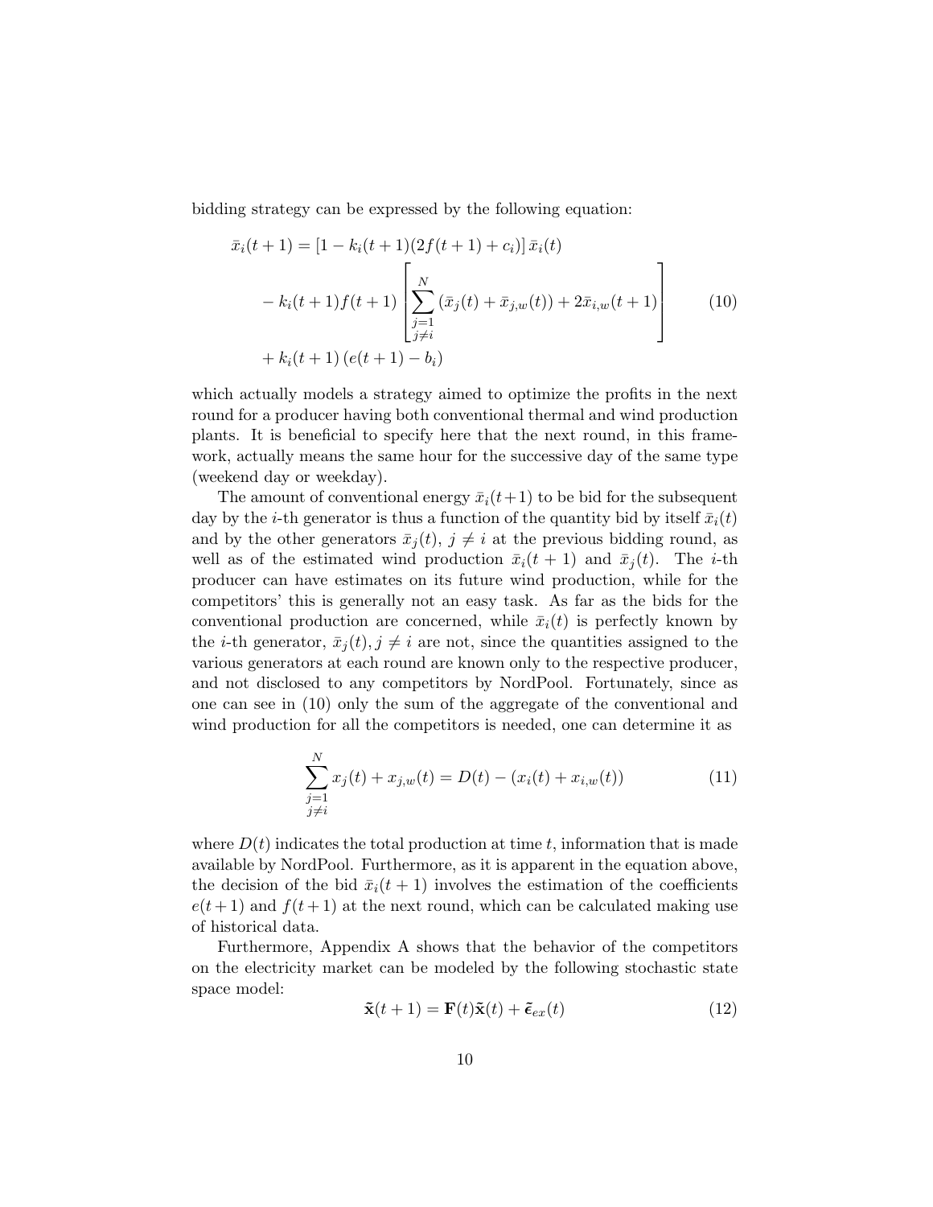bidding strategy can be expressed by the following equation:

$$
\begin{aligned}
\bar{x}_i(t+1) &= \left[1 - k_i(t+1)(2f(t+1) + c_i)\right]\bar{x}_i(t) \\
&\quad - k_i(t+1)f(t+1)\left[\sum_{\substack{j=1 \\ j\neq i}}^{N}\left(\bar{x}_j(t) + \bar{x}_{j,w}(t)\right) + 2\bar{x}_{i,w}(t+1)\right] \\
&\quad + k_i(t+1)\left(e(t+1) - b_i\right)
\end{aligned} \tag{10}
$$

which actually models a strategy aimed to optimize the profits in the next round for a producer having both conventional thermal and wind production plants. It is beneficial to specify here that the next round, in this framework, actually means the same hour for the successive day of the same type (weekend day or weekday).

The amount of conventional energy $\bar{x}_i(t+1)$ to be bid for the subsequent day by the $i$-th generator is thus a function of the quantity bid by itself $\bar{x}_i(t)$ and by the other generators $\bar{x}_j(t)$, $j \neq i$ at the previous bidding round, as well as of the estimated wind production $\bar{x}_i(t+1)$ and $\bar{x}_j(t)$. The $i$-th producer can have estimates on its future wind production, while for the competitors' this is generally not an easy task. As far as the bids for the conventional production are concerned, while $\bar{x}_i(t)$ is perfectly known by the $i$-th generator, $\bar{x}_j(t), j \neq i$ are not, since the quantities assigned to the various generators at each round are known only to the respective producer, and not disclosed to any competitors by NordPool. Fortunately, since as one can see in (10) only the sum of the aggregate of the conventional and wind production for all the competitors is needed, one can determine it as

$$
\sum_{\substack{j=1 \\ j\neq i}}^{N} x_j(t) + x_{j,w}(t) = D(t) - (x_i(t) + x_{i,w}(t)) \tag{11}
$$

where $D(t)$ indicates the total production at time $t$, information that is made available by NordPool. Furthermore, as it is apparent in the equation above, the decision of the bid $\bar{x}_i(t+1)$ involves the estimation of the coefficients $e(t+1)$ and $f(t+1)$ at the next round, which can be calculated making use of historical data.

Furthermore, Appendix A shows that the behavior of the competitors on the electricity market can be modeled by the following stochastic state space model:

$$
\tilde{\mathbf{x}}(t+1) = \mathbf{F}(t)\tilde{\mathbf{x}}(t) + \tilde{\boldsymbol{\epsilon}}_{ex}(t) \tag{12}
$$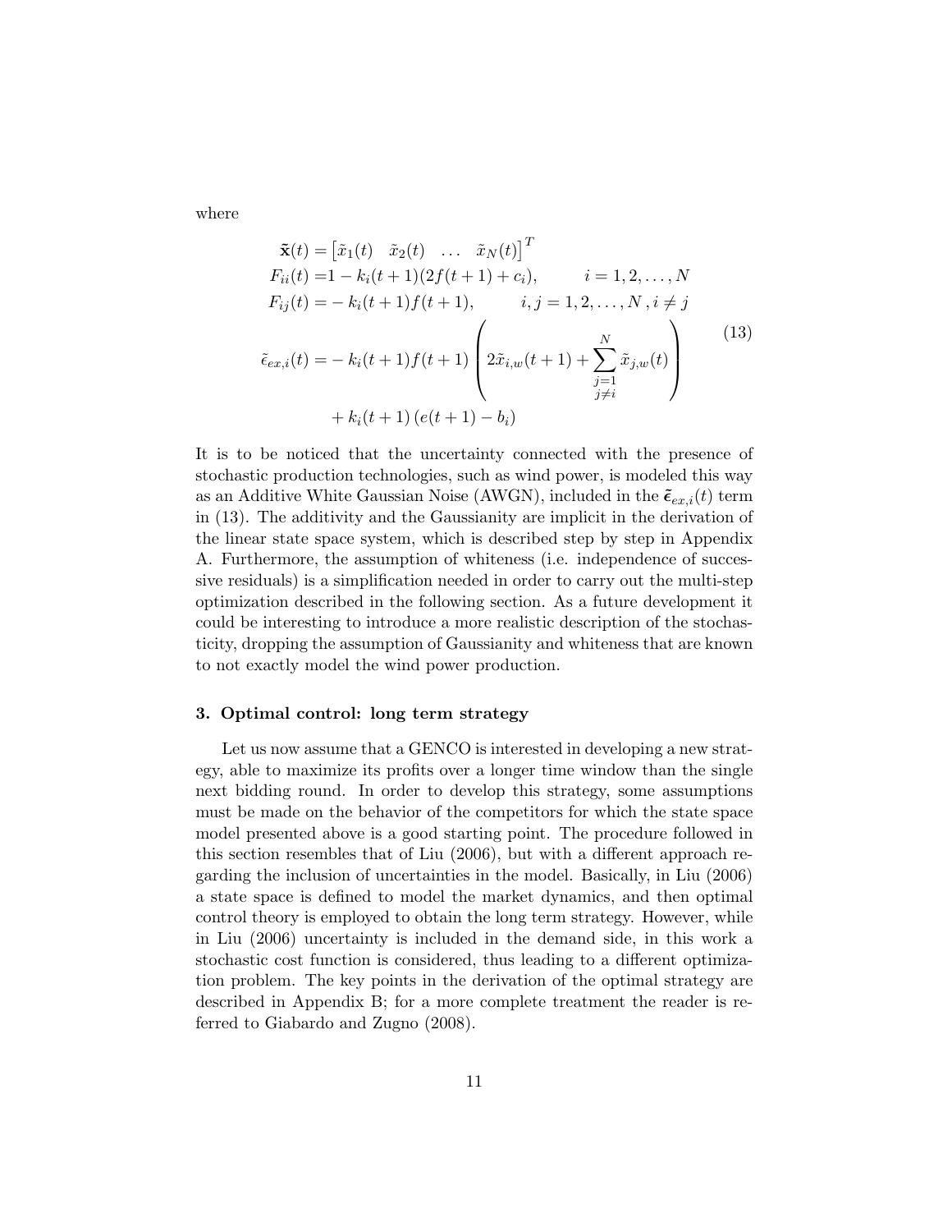where

$$
\begin{aligned}
\tilde{\mathbf{x}}(t) &= \begin{bmatrix} \tilde{x}_1(t) & \tilde{x}_2(t) & \dots & \tilde{x}_N(t) \end{bmatrix}^T \\
F_{ii}(t) &= 1 - k_i(t+1)(2f(t+1) + c_i), \qquad i = 1, 2, \dots, N \\
F_{ij}(t) &= - k_i(t+1)f(t+1), \qquad i, j = 1, 2, \dots, N \,, i \neq j \\
\tilde{\epsilon}_{ex,i}(t) &= - k_i(t+1)f(t+1) \left( 2\tilde{x}_{i,w}(t+1) + \sum_{\substack{j=1 \\ j \neq i}}^{N} \tilde{x}_{j,w}(t) \right) \\
&\quad + k_i(t+1) \left( e(t+1) - b_i \right)
\end{aligned}
\tag{13}
$$

It is to be noticed that the uncertainty connected with the presence of stochastic production technologies, such as wind power, is modeled this way as an Additive White Gaussian Noise (AWGN), included in the $\tilde{\boldsymbol{\epsilon}}_{ex,i}(t)$ term in (13). The additivity and the Gaussianity are implicit in the derivation of the linear state space system, which is described step by step in Appendix A. Furthermore, the assumption of whiteness (i.e. independence of successive residuals) is a simplification needed in order to carry out the multi-step optimization described in the following section. As a future development it could be interesting to introduce a more realistic description of the stochasticity, dropping the assumption of Gaussianity and whiteness that are known to not exactly model the wind power production.

## 3. Optimal control: long term strategy

Let us now assume that a GENCO is interested in developing a new strategy, able to maximize its profits over a longer time window than the single next bidding round. In order to develop this strategy, some assumptions must be made on the behavior of the competitors for which the state space model presented above is a good starting point. The procedure followed in this section resembles that of Liu (2006), but with a different approach regarding the inclusion of uncertainties in the model. Basically, in Liu (2006) a state space is defined to model the market dynamics, and then optimal control theory is employed to obtain the long term strategy. However, while in Liu (2006) uncertainty is included in the demand side, in this work a stochastic cost function is considered, thus leading to a different optimization problem. The key points in the derivation of the optimal strategy are described in Appendix B; for a more complete treatment the reader is referred to Giabardo and Zugno (2008).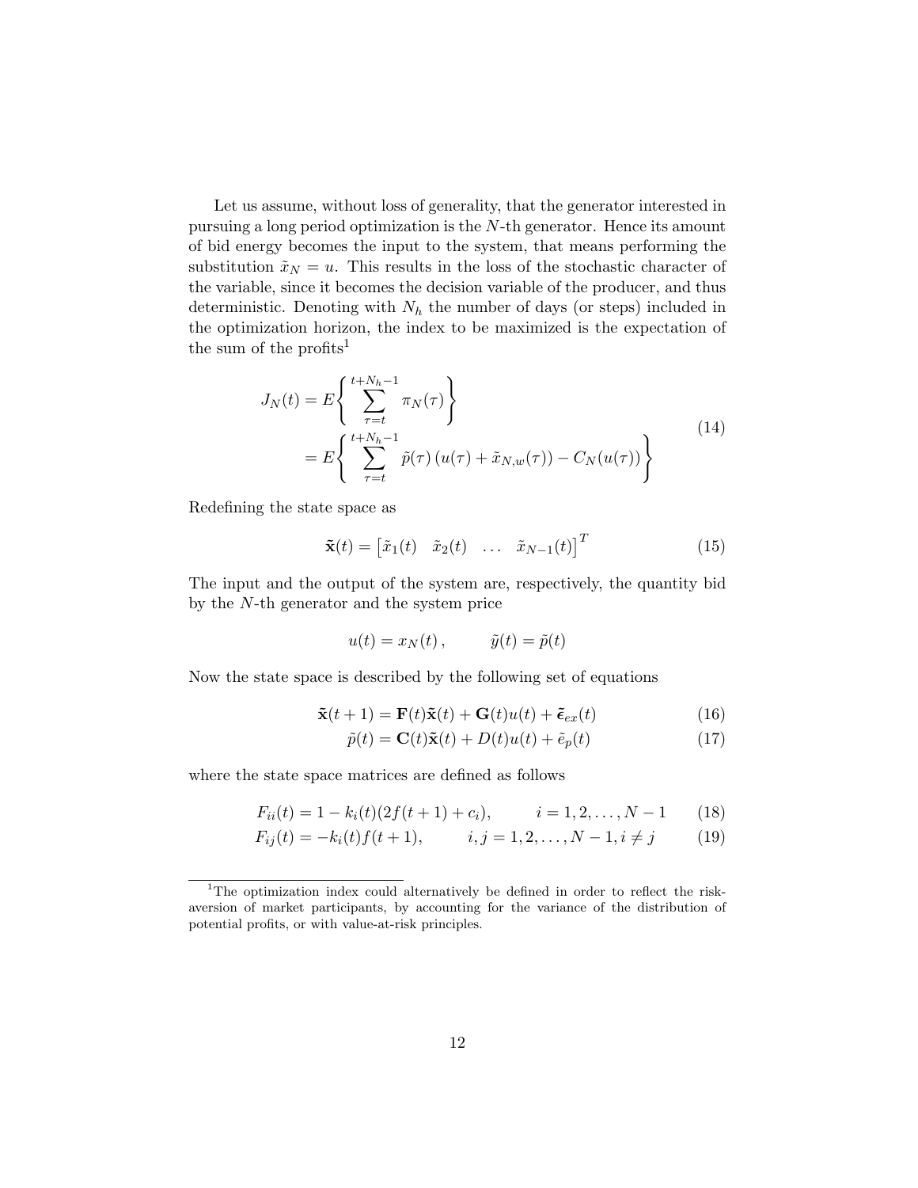Let us assume, without loss of generality, that the generator interested in pursuing a long period optimization is the $N$-th generator. Hence its amount of bid energy becomes the input to the system, that means performing the substitution $\tilde{x}_N = u$. This results in the loss of the stochastic character of the variable, since it becomes the decision variable of the producer, and thus deterministic. Denoting with $N_h$ the number of days (or steps) included in the optimization horizon, the index to be maximized is the expectation of the sum of the profits[1]

$$
\begin{aligned}
J_N(t) &= E\left\{ \sum_{\tau=t}^{t+N_h-1} \pi_N(\tau) \right\} \\
&= E\left\{ \sum_{\tau=t}^{t+N_h-1} \tilde{p}(\tau)\left(u(\tau) + \tilde{x}_{N,w}(\tau)\right) - C_N(u(\tau)) \right\}
\end{aligned}
\tag{14}
$$

Redefining the state space as

$$
\tilde{\mathbf{x}}(t) = \begin{bmatrix} \tilde{x}_1(t) & \tilde{x}_2(t) & \dots & \tilde{x}_{N-1}(t) \end{bmatrix}^T \tag{15}
$$

The input and the output of the system are, respectively, the quantity bid by the $N$-th generator and the system price

$$
u(t) = x_N(t)\,, \qquad \tilde{y}(t) = \tilde{p}(t)
$$

Now the state space is described by the following set of equations

$$
\tilde{\mathbf{x}}(t+1) = \mathbf{F}(t)\tilde{\mathbf{x}}(t) + \mathbf{G}(t)u(t) + \tilde{\boldsymbol{\epsilon}}_{ex}(t) \tag{16}
$$

$$
\tilde{p}(t) = \mathbf{C}(t)\tilde{\mathbf{x}}(t) + D(t)u(t) + \tilde{e}_p(t) \tag{17}
$$

where the state space matrices are defined as follows

$$
F_{ii}(t) = 1 - k_i(t)(2f(t+1) + c_i), \qquad i = 1, 2, \dots, N-1 \tag{18}
$$

$$
F_{ij}(t) = -k_i(t)f(t+1), \qquad i, j = 1, 2, \dots, N-1, i \neq j \tag{19}
$$

[1] The optimization index could alternatively be defined in order to reflect the risk-aversion of market participants, by accounting for the variance of the distribution of potential profits, or with value-at-risk principles.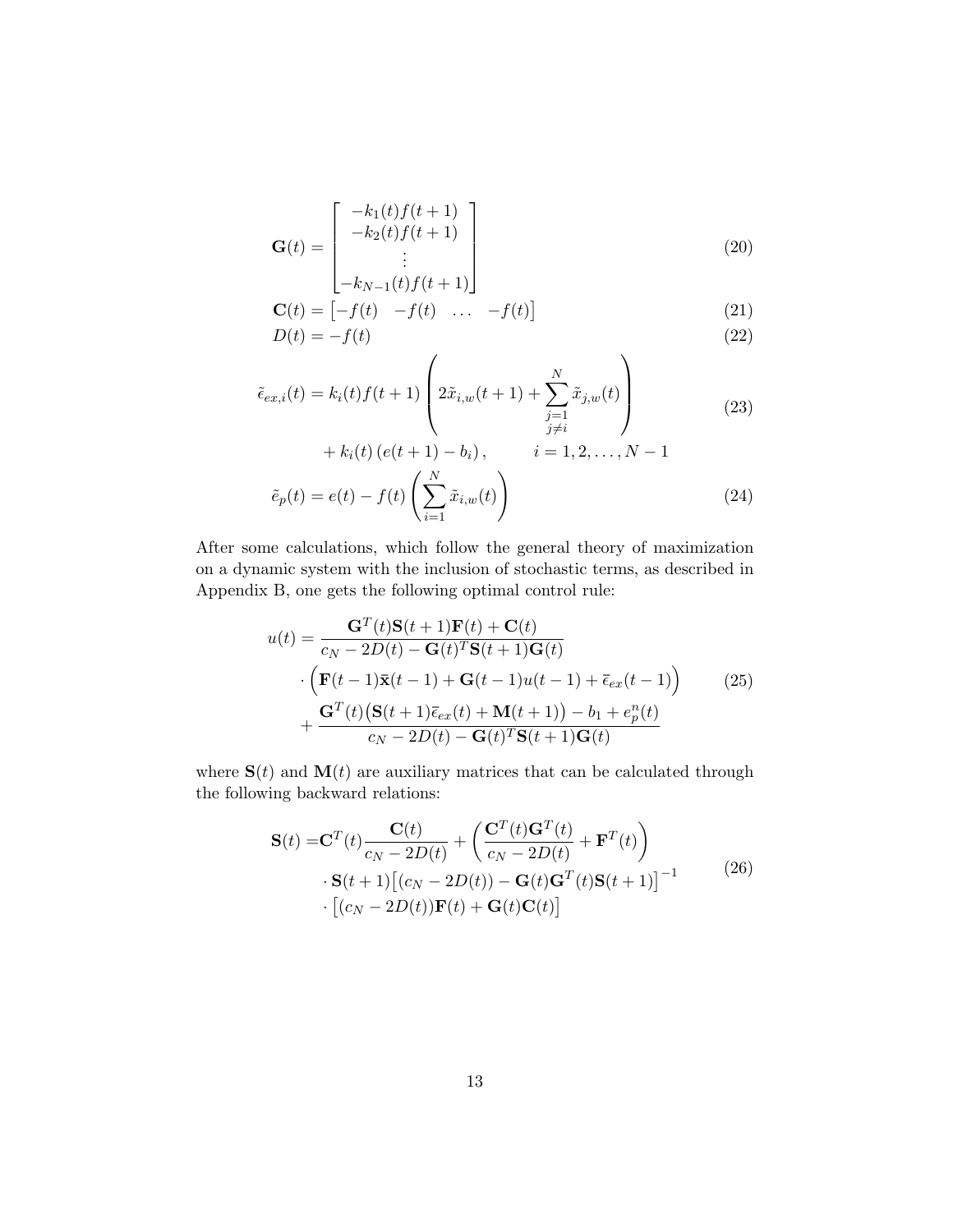$$
\mathbf{G}(t) = \begin{bmatrix} -k_1(t)f(t+1) \\ -k_2(t)f(t+1) \\ \vdots \\ -k_{N-1}(t)f(t+1) \end{bmatrix} \tag{20}
$$

$$
\mathbf{C}(t) = \begin{bmatrix} -f(t) & -f(t) & \dots & -f(t) \end{bmatrix} \tag{21}
$$

$$
D(t) = -f(t) \tag{22}
$$

$$
\begin{aligned}
\tilde{\epsilon}_{ex,i}(t) = {} & k_i(t)f(t+1) \left( 2\tilde{x}_{i,w}(t+1) + \sum_{\substack{j=1 \\ j \neq i}}^{N} \tilde{x}_{j,w}(t) \right) \\
& + k_i(t)\left(e(t+1) - b_i\right), \qquad i = 1, 2, \dots, N-1
\end{aligned} \tag{23}
$$

$$
\tilde{e}_p(t) = e(t) - f(t) \left( \sum_{i=1}^{N} \tilde{x}_{i,w}(t) \right) \tag{24}
$$

After some calculations, which follow the general theory of maximization on a dynamic system with the inclusion of stochastic terms, as described in Appendix B, one gets the following optimal control rule:

$$
\begin{aligned}
u(t) = {} & \frac{\mathbf{G}^T(t)\mathbf{S}(t+1)\mathbf{F}(t) + \mathbf{C}(t)}{c_N - 2D(t) - \mathbf{G}(t)^T\mathbf{S}(t+1)\mathbf{G}(t)} \\
& \cdot \Big( \mathbf{F}(t-1)\bar{\mathbf{x}}(t-1) + \mathbf{G}(t-1)u(t-1) + \bar{\epsilon}_{ex}(t-1) \Big) \\
& + \frac{\mathbf{G}^T(t)\big(\mathbf{S}(t+1)\bar{\epsilon}_{ex}(t) + \mathbf{M}(t+1)\big) - b_1 + e_p^n(t)}{c_N - 2D(t) - \mathbf{G}(t)^T\mathbf{S}(t+1)\mathbf{G}(t)}
\end{aligned} \tag{25}
$$

where $\mathbf{S}(t)$ and $\mathbf{M}(t)$ are auxiliary matrices that can be calculated through the following backward relations:

$$
\begin{aligned}
\mathbf{S}(t) = {} & \mathbf{C}^T(t)\frac{\mathbf{C}(t)}{c_N - 2D(t)} + \left( \frac{\mathbf{C}^T(t)\mathbf{G}^T(t)}{c_N - 2D(t)} + \mathbf{F}^T(t) \right) \\
& \cdot \mathbf{S}(t+1)\big[(c_N - 2D(t)) - \mathbf{G}(t)\mathbf{G}^T(t)\mathbf{S}(t+1)\big]^{-1} \\
& \cdot \big[(c_N - 2D(t))\mathbf{F}(t) + \mathbf{G}(t)\mathbf{C}(t)\big]
\end{aligned} \tag{26}
$$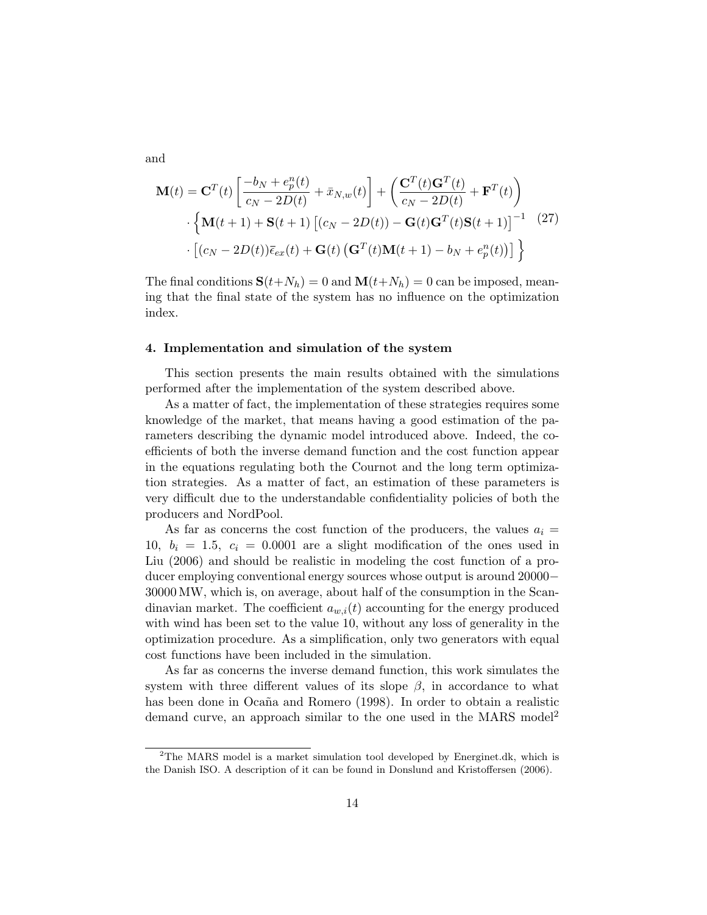and

$$
\begin{aligned}
\mathbf{M}(t) = \mathbf{C}^T(t) \left[ \frac{-b_N + e_p^n(t)}{c_N - 2D(t)} + \bar{x}_{N,w}(t) \right] + \left( \frac{\mathbf{C}^T(t)\mathbf{G}^T(t)}{c_N - 2D(t)} + \mathbf{F}^T(t) \right) \\
\cdot \Big\{ \mathbf{M}(t+1) + \mathbf{S}(t+1) \left[ (c_N - 2D(t)) - \mathbf{G}(t)\mathbf{G}^T(t)\mathbf{S}(t+1) \right]^{-1} \\
\cdot \left[ (c_N - 2D(t))\bar{\epsilon}_{ex}(t) + \mathbf{G}(t) \left( \mathbf{G}^T(t)\mathbf{M}(t+1) - b_N + e_p^n(t) \right) \right] \Big\}
\end{aligned}
\tag{27}
$$

The final conditions $\mathbf{S}(t+N_h) = 0$ and $\mathbf{M}(t+N_h) = 0$ can be imposed, meaning that the final state of the system has no influence on the optimization index.

## 4. Implementation and simulation of the system

This section presents the main results obtained with the simulations performed after the implementation of the system described above.

As a matter of fact, the implementation of these strategies requires some knowledge of the market, that means having a good estimation of the parameters describing the dynamic model introduced above. Indeed, the coefficients of both the inverse demand function and the cost function appear in the equations regulating both the Cournot and the long term optimization strategies. As a matter of fact, an estimation of these parameters is very difficult due to the understandable confidentiality policies of both the producers and NordPool.

As far as concerns the cost function of the producers, the values $a_i = 10$, $b_i = 1.5$, $c_i = 0.0001$ are a slight modification of the ones used in Liu (2006) and should be realistic in modeling the cost function of a producer employing conventional energy sources whose output is around 20000−30000 MW, which is, on average, about half of the consumption in the Scandinavian market. The coefficient $a_{w,i}(t)$ accounting for the energy produced with wind has been set to the value 10, without any loss of generality in the optimization procedure. As a simplification, only two generators with equal cost functions have been included in the simulation.

As far as concerns the inverse demand function, this work simulates the system with three different values of its slope $\beta$, in accordance to what has been done in Ocaña and Romero (1998). In order to obtain a realistic demand curve, an approach similar to the one used in the MARS model[2]

[2] The MARS model is a market simulation tool developed by Energinet.dk, which is the Danish ISO. A description of it can be found in Donslund and Kristoffersen (2006).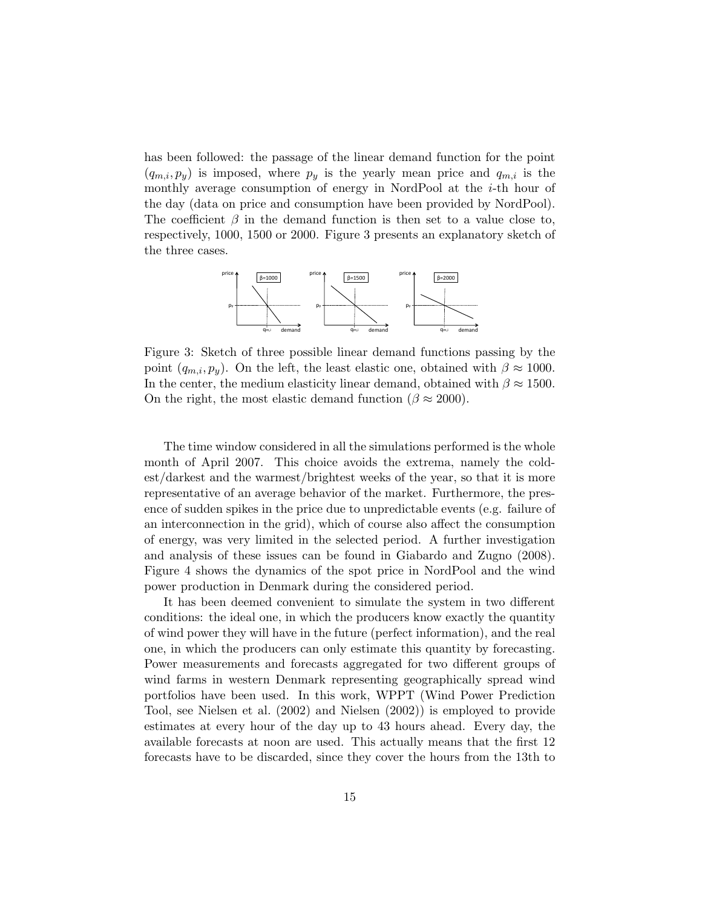has been followed: the passage of the linear demand function for the point $(q_{m,i}, p_y)$ is imposed, where $p_y$ is the yearly mean price and $q_{m,i}$ is the monthly average consumption of energy in NordPool at the $i$-th hour of the day (data on price and consumption have been provided by NordPool). The coefficient $\beta$ in the demand function is then set to a value close to, respectively, 1000, 1500 or 2000. Figure 3 presents an explanatory sketch of the three cases.

Figure 3: Sketch of three possible linear demand functions passing by the point $(q_{m,i}, p_y)$. On the left, the least elastic one, obtained with $\beta \approx 1000$. In the center, the medium elasticity linear demand, obtained with $\beta \approx 1500$. On the right, the most elastic demand function ($\beta \approx 2000$).

The time window considered in all the simulations performed is the whole month of April 2007. This choice avoids the extrema, namely the coldest/darkest and the warmest/brightest weeks of the year, so that it is more representative of an average behavior of the market. Furthermore, the presence of sudden spikes in the price due to unpredictable events (e.g. failure of an interconnection in the grid), which of course also affect the consumption of energy, was very limited in the selected period. A further investigation and analysis of these issues can be found in Giabardo and Zugno (2008). Figure 4 shows the dynamics of the spot price in NordPool and the wind power production in Denmark during the considered period.

It has been deemed convenient to simulate the system in two different conditions: the ideal one, in which the producers know exactly the quantity of wind power they will have in the future (perfect information), and the real one, in which the producers can only estimate this quantity by forecasting. Power measurements and forecasts aggregated for two different groups of wind farms in western Denmark representing geographically spread wind portfolios have been used. In this work, WPPT (Wind Power Prediction Tool, see Nielsen et al. (2002) and Nielsen (2002)) is employed to provide estimates at every hour of the day up to 43 hours ahead. Every day, the available forecasts at noon are used. This actually means that the first 12 forecasts have to be discarded, since they cover the hours from the 13th to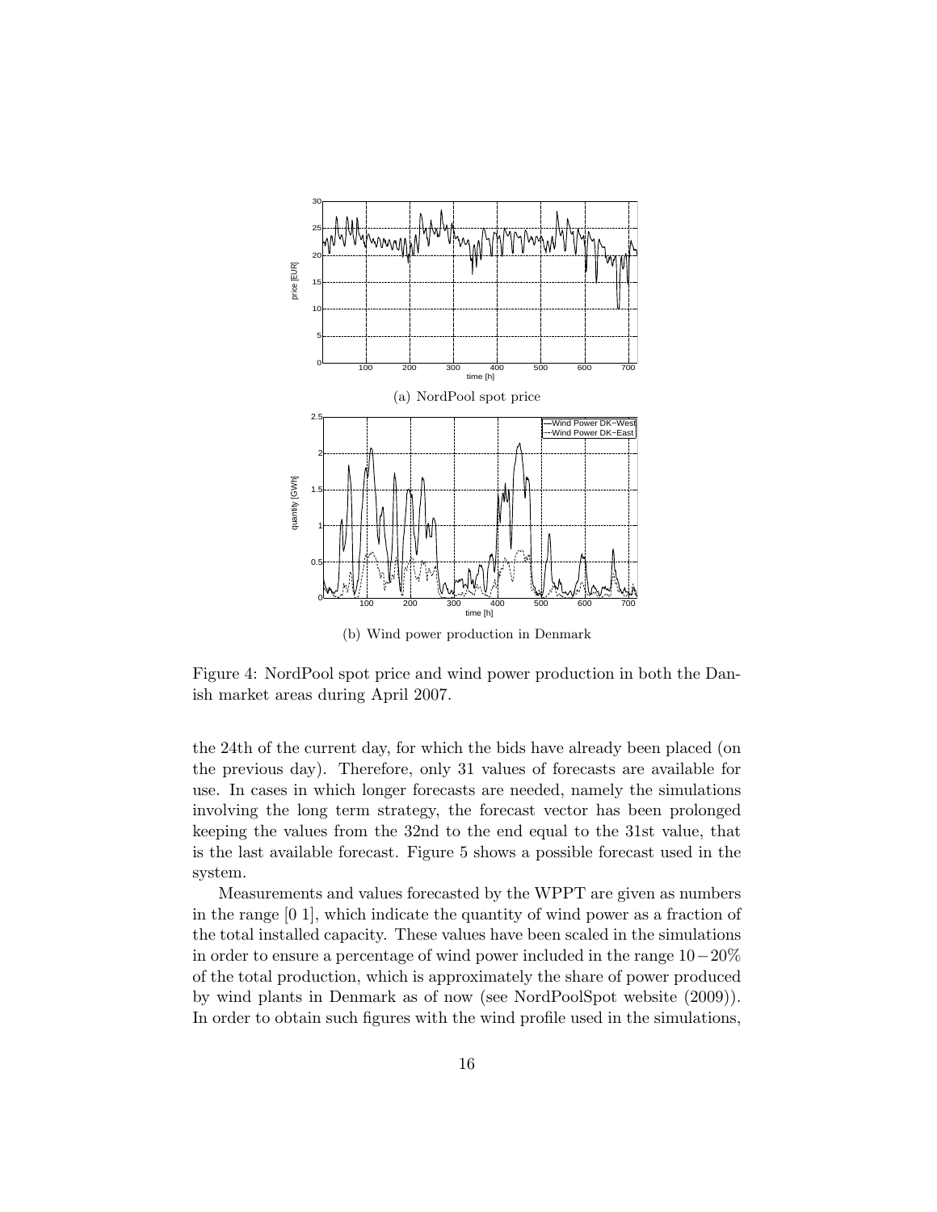(a) NordPool spot price

(b) Wind power production in Denmark

Figure 4: NordPool spot price and wind power production in both the Danish market areas during April 2007.

the 24th of the current day, for which the bids have already been placed (on the previous day). Therefore, only 31 values of forecasts are available for use. In cases in which longer forecasts are needed, namely the simulations involving the long term strategy, the forecast vector has been prolonged keeping the values from the 32nd to the end equal to the 31st value, that is the last available forecast. Figure 5 shows a possible forecast used in the system.

Measurements and values forecasted by the WPPT are given as numbers in the range [0 1], which indicate the quantity of wind power as a fraction of the total installed capacity. These values have been scaled in the simulations in order to ensure a percentage of wind power included in the range $10-20\%$ of the total production, which is approximately the share of power produced by wind plants in Denmark as of now (see NordPoolSpot website (2009)). In order to obtain such figures with the wind profile used in the simulations,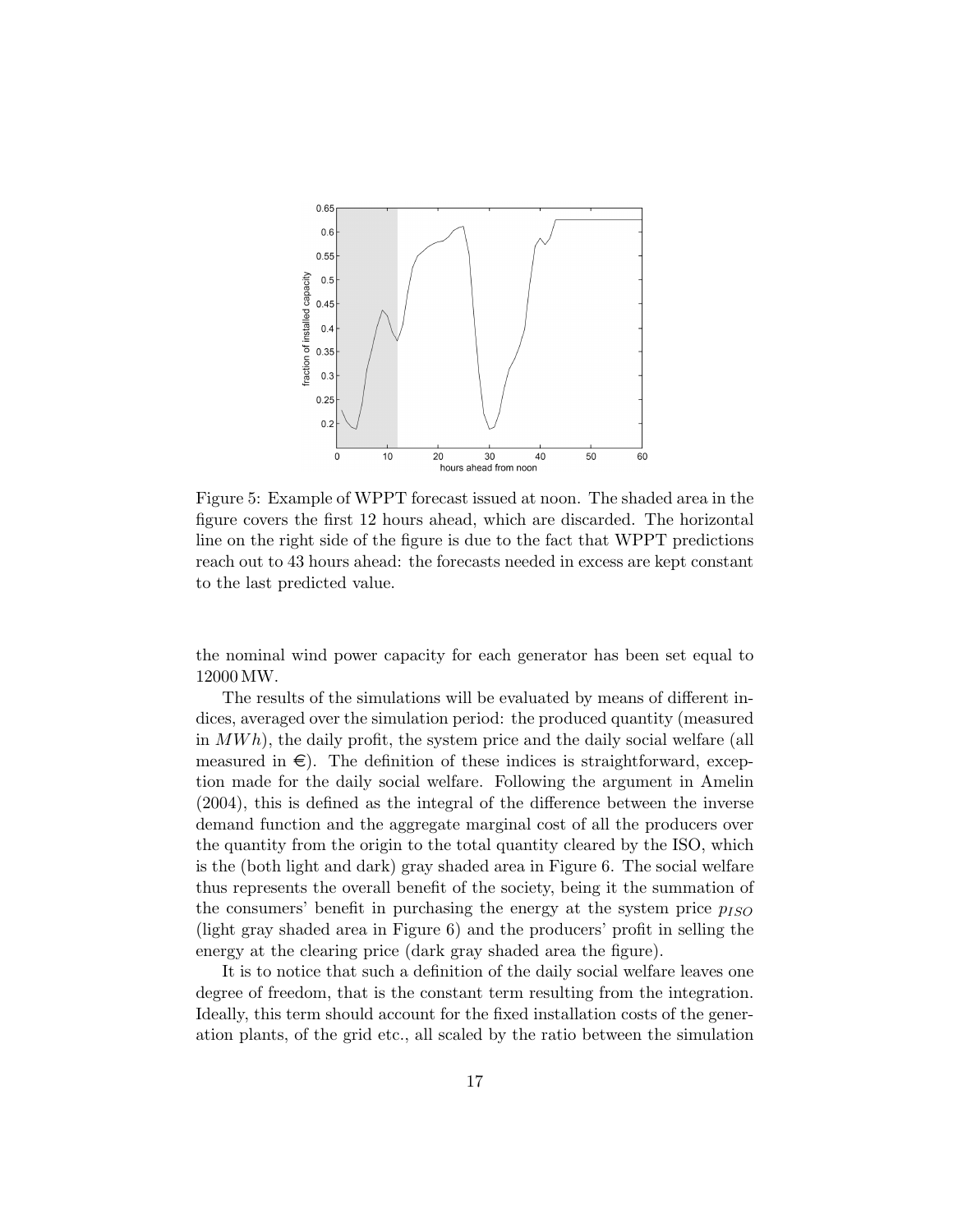Figure 5: Example of WPPT forecast issued at noon. The shaded area in the figure covers the first 12 hours ahead, which are discarded. The horizontal line on the right side of the figure is due to the fact that WPPT predictions reach out to 43 hours ahead: the forecasts needed in excess are kept constant to the last predicted value.

the nominal wind power capacity for each generator has been set equal to 12000 MW.

The results of the simulations will be evaluated by means of different indices, averaged over the simulation period: the produced quantity (measured in $MWh$), the daily profit, the system price and the daily social welfare (all measured in €). The definition of these indices is straightforward, exception made for the daily social welfare. Following the argument in Amelin (2004), this is defined as the integral of the difference between the inverse demand function and the aggregate marginal cost of all the producers over the quantity from the origin to the total quantity cleared by the ISO, which is the (both light and dark) gray shaded area in Figure 6. The social welfare thus represents the overall benefit of the society, being it the summation of the consumers' benefit in purchasing the energy at the system price $p_{ISO}$ (light gray shaded area in Figure 6) and the producers' profit in selling the energy at the clearing price (dark gray shaded area the figure).

It is to notice that such a definition of the daily social welfare leaves one degree of freedom, that is the constant term resulting from the integration. Ideally, this term should account for the fixed installation costs of the generation plants, of the grid etc., all scaled by the ratio between the simulation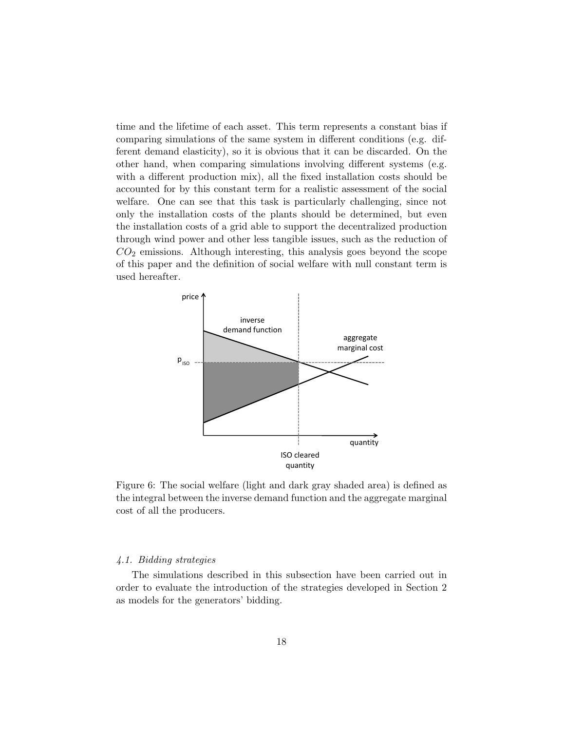time and the lifetime of each asset. This term represents a constant bias if comparing simulations of the same system in different conditions (e.g. different demand elasticity), so it is obvious that it can be discarded. On the other hand, when comparing simulations involving different systems (e.g. with a different production mix), all the fixed installation costs should be accounted for by this constant term for a realistic assessment of the social welfare. One can see that this task is particularly challenging, since not only the installation costs of the plants should be determined, but even the installation costs of a grid able to support the decentralized production through wind power and other less tangible issues, such as the reduction of $CO_2$ emissions. Although interesting, this analysis goes beyond the scope of this paper and the definition of social welfare with null constant term is used hereafter.

Figure 6: The social welfare (light and dark gray shaded area) is defined as the integral between the inverse demand function and the aggregate marginal cost of all the producers.

### 4.1. Bidding strategies

The simulations described in this subsection have been carried out in order to evaluate the introduction of the strategies developed in Section 2 as models for the generators' bidding.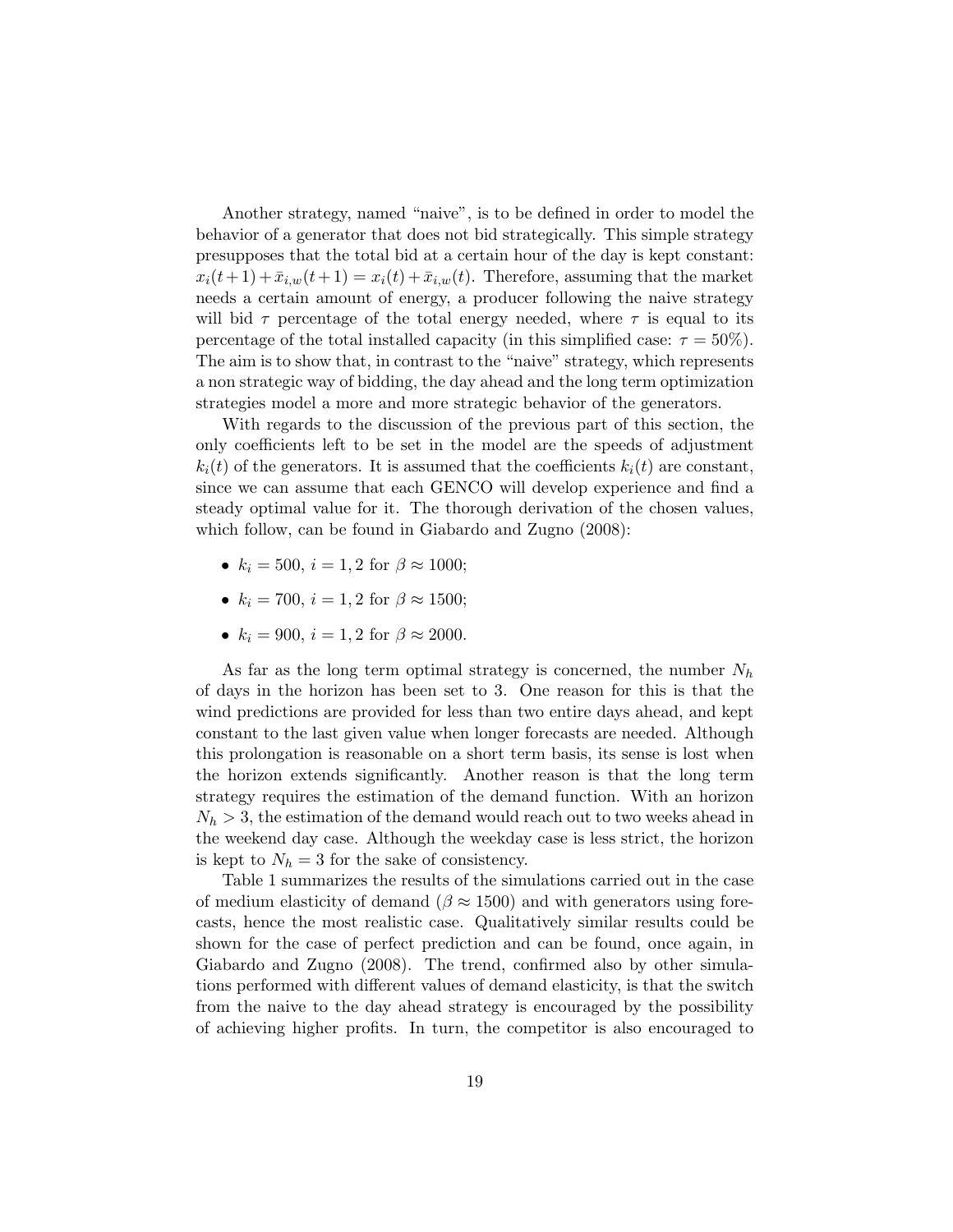Another strategy, named "naive", is to be defined in order to model the behavior of a generator that does not bid strategically. This simple strategy presupposes that the total bid at a certain hour of the day is kept constant: $x_i(t+1)+\bar{x}_{i,w}(t+1) = x_i(t)+\bar{x}_{i,w}(t)$. Therefore, assuming that the market needs a certain amount of energy, a producer following the naive strategy will bid $\tau$ percentage of the total energy needed, where $\tau$ is equal to its percentage of the total installed capacity (in this simplified case: $\tau = 50\%$). The aim is to show that, in contrast to the "naive" strategy, which represents a non strategic way of bidding, the day ahead and the long term optimization strategies model a more and more strategic behavior of the generators.

With regards to the discussion of the previous part of this section, the only coefficients left to be set in the model are the speeds of adjustment $k_i(t)$ of the generators. It is assumed that the coefficients $k_i(t)$ are constant, since we can assume that each GENCO will develop experience and find a steady optimal value for it. The thorough derivation of the chosen values, which follow, can be found in Giabardo and Zugno (2008):

- $k_i = 500$, $i = 1, 2$ for $\beta \approx 1000$;
- $k_i = 700$, $i = 1, 2$ for $\beta \approx 1500$;
- $k_i = 900$, $i = 1, 2$ for $\beta \approx 2000$.

As far as the long term optimal strategy is concerned, the number $N_h$ of days in the horizon has been set to 3. One reason for this is that the wind predictions are provided for less than two entire days ahead, and kept constant to the last given value when longer forecasts are needed. Although this prolongation is reasonable on a short term basis, its sense is lost when the horizon extends significantly. Another reason is that the long term strategy requires the estimation of the demand function. With an horizon $N_h > 3$, the estimation of the demand would reach out to two weeks ahead in the weekend day case. Although the weekday case is less strict, the horizon is kept to $N_h = 3$ for the sake of consistency.

Table 1 summarizes the results of the simulations carried out in the case of medium elasticity of demand ($\beta \approx 1500$) and with generators using forecasts, hence the most realistic case. Qualitatively similar results could be shown for the case of perfect prediction and can be found, once again, in Giabardo and Zugno (2008). The trend, confirmed also by other simulations performed with different values of demand elasticity, is that the switch from the naive to the day ahead strategy is encouraged by the possibility of achieving higher profits. In turn, the competitor is also encouraged to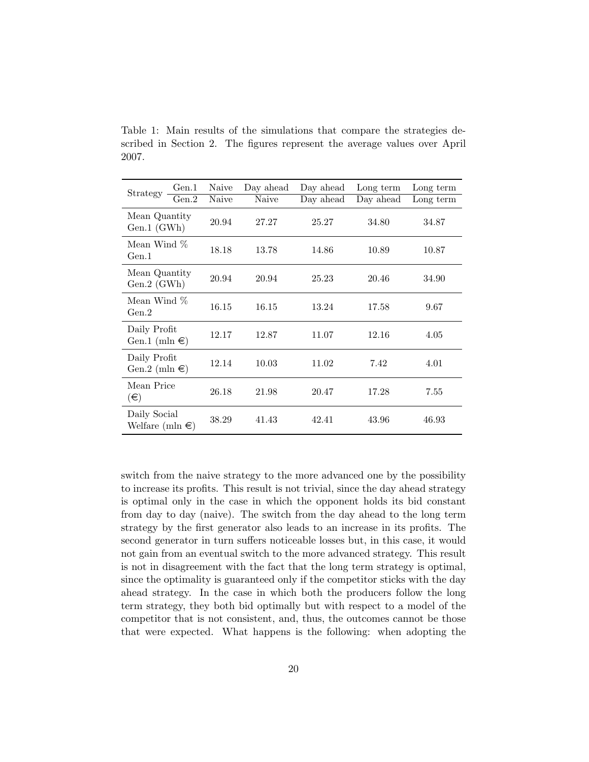Table 1: Main results of the simulations that compare the strategies described in Section 2. The figures represent the average values over April 2007.

| Strategy Gen.1 | Naive | Day ahead | Day ahead | Long term | Long term |
|---|---|---|---|---|---|
| Strategy Gen.2 | Naive | Naive | Day ahead | Day ahead | Long term |
| Mean Quantity Gen.1 (GWh) | 20.94 | 27.27 | 25.27 | 34.80 | 34.87 |
| Mean Wind % Gen.1 | 18.18 | 13.78 | 14.86 | 10.89 | 10.87 |
| Mean Quantity Gen.2 (GWh) | 20.94 | 20.94 | 25.23 | 20.46 | 34.90 |
| Mean Wind % Gen.2 | 16.15 | 16.15 | 13.24 | 17.58 | 9.67 |
| Daily Profit Gen.1 (mln €) | 12.17 | 12.87 | 11.07 | 12.16 | 4.05 |
| Daily Profit Gen.2 (mln €) | 12.14 | 10.03 | 11.02 | 7.42 | 4.01 |
| Mean Price (€) | 26.18 | 21.98 | 20.47 | 17.28 | 7.55 |
| Daily Social Welfare (mln €) | 38.29 | 41.43 | 42.41 | 43.96 | 46.93 |

switch from the naive strategy to the more advanced one by the possibility to increase its profits. This result is not trivial, since the day ahead strategy is optimal only in the case in which the opponent holds its bid constant from day to day (naive). The switch from the day ahead to the long term strategy by the first generator also leads to an increase in its profits. The second generator in turn suffers noticeable losses but, in this case, it would not gain from an eventual switch to the more advanced strategy. This result is not in disagreement with the fact that the long term strategy is optimal, since the optimality is guaranteed only if the competitor sticks with the day ahead strategy. In the case in which both the producers follow the long term strategy, they both bid optimally but with respect to a model of the competitor that is not consistent, and, thus, the outcomes cannot be those that were expected. What happens is the following: when adopting the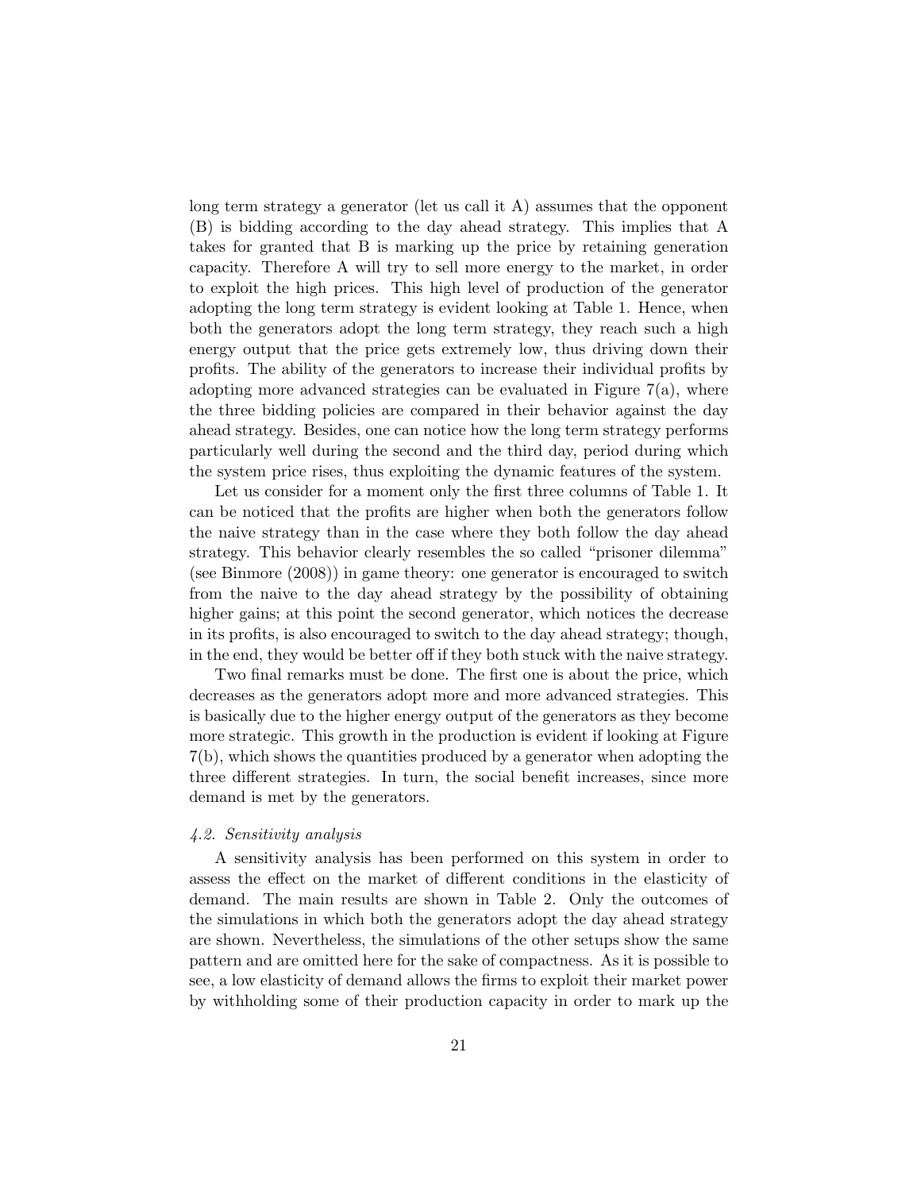long term strategy a generator (let us call it A) assumes that the opponent (B) is bidding according to the day ahead strategy. This implies that A takes for granted that B is marking up the price by retaining generation capacity. Therefore A will try to sell more energy to the market, in order to exploit the high prices. This high level of production of the generator adopting the long term strategy is evident looking at Table 1. Hence, when both the generators adopt the long term strategy, they reach such a high energy output that the price gets extremely low, thus driving down their profits. The ability of the generators to increase their individual profits by adopting more advanced strategies can be evaluated in Figure 7(a), where the three bidding policies are compared in their behavior against the day ahead strategy. Besides, one can notice how the long term strategy performs particularly well during the second and the third day, period during which the system price rises, thus exploiting the dynamic features of the system.

Let us consider for a moment only the first three columns of Table 1. It can be noticed that the profits are higher when both the generators follow the naive strategy than in the case where they both follow the day ahead strategy. This behavior clearly resembles the so called "prisoner dilemma" (see Binmore (2008)) in game theory: one generator is encouraged to switch from the naive to the day ahead strategy by the possibility of obtaining higher gains; at this point the second generator, which notices the decrease in its profits, is also encouraged to switch to the day ahead strategy; though, in the end, they would be better off if they both stuck with the naive strategy.

Two final remarks must be done. The first one is about the price, which decreases as the generators adopt more and more advanced strategies. This is basically due to the higher energy output of the generators as they become more strategic. This growth in the production is evident if looking at Figure 7(b), which shows the quantities produced by a generator when adopting the three different strategies. In turn, the social benefit increases, since more demand is met by the generators.

### *4.2. Sensitivity analysis*

A sensitivity analysis has been performed on this system in order to assess the effect on the market of different conditions in the elasticity of demand. The main results are shown in Table 2. Only the outcomes of the simulations in which both the generators adopt the day ahead strategy are shown. Nevertheless, the simulations of the other setups show the same pattern and are omitted here for the sake of compactness. As it is possible to see, a low elasticity of demand allows the firms to exploit their market power by withholding some of their production capacity in order to mark up the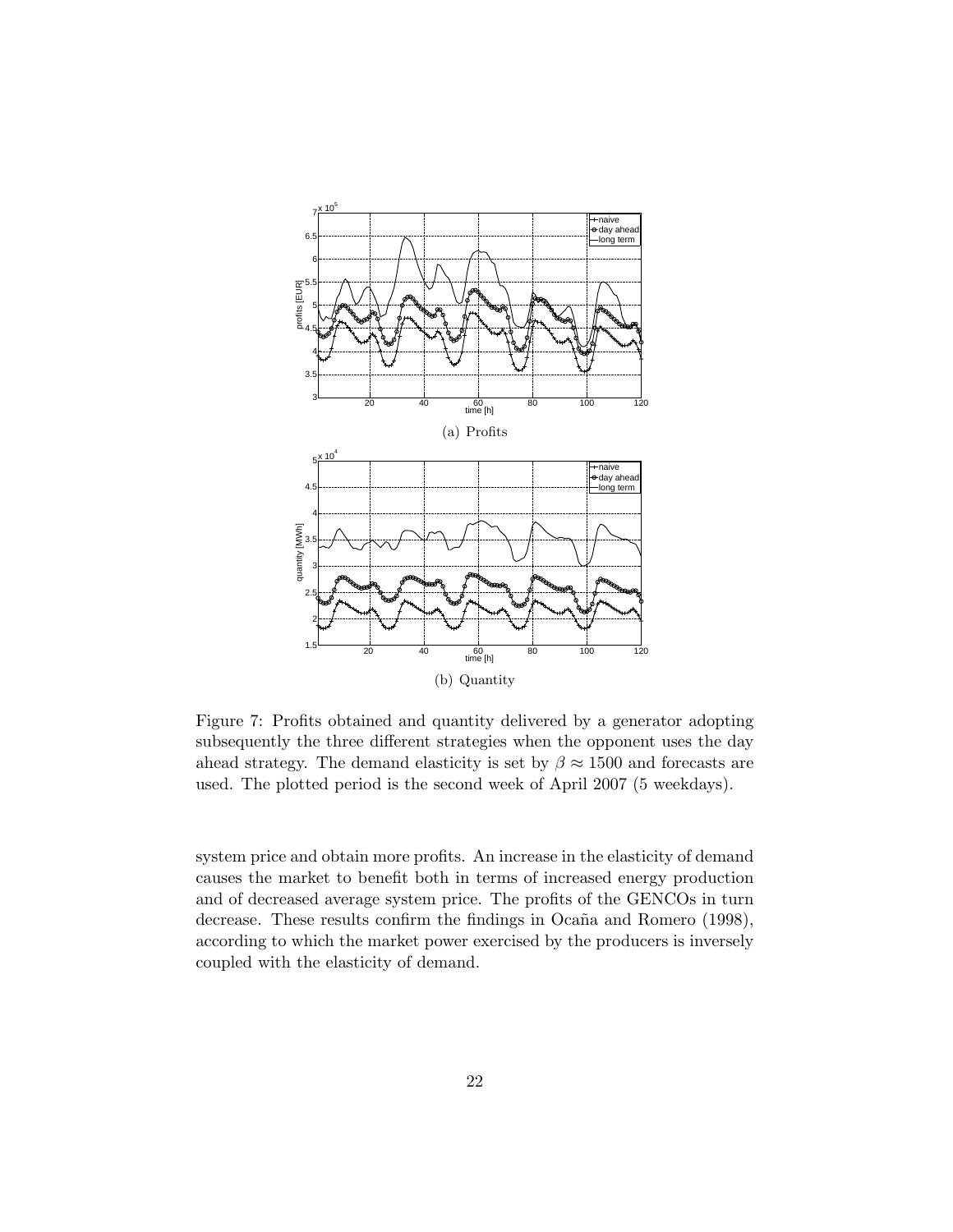(a) Profits

(b) Quantity

Figure 7: Profits obtained and quantity delivered by a generator adopting subsequently the three different strategies when the opponent uses the day ahead strategy. The demand elasticity is set by $\beta \approx 1500$ and forecasts are used. The plotted period is the second week of April 2007 (5 weekdays).

system price and obtain more profits. An increase in the elasticity of demand causes the market to benefit both in terms of increased energy production and of decreased average system price. The profits of the GENCOs in turn decrease. These results confirm the findings in Ocaña and Romero (1998), according to which the market power exercised by the producers is inversely coupled with the elasticity of demand.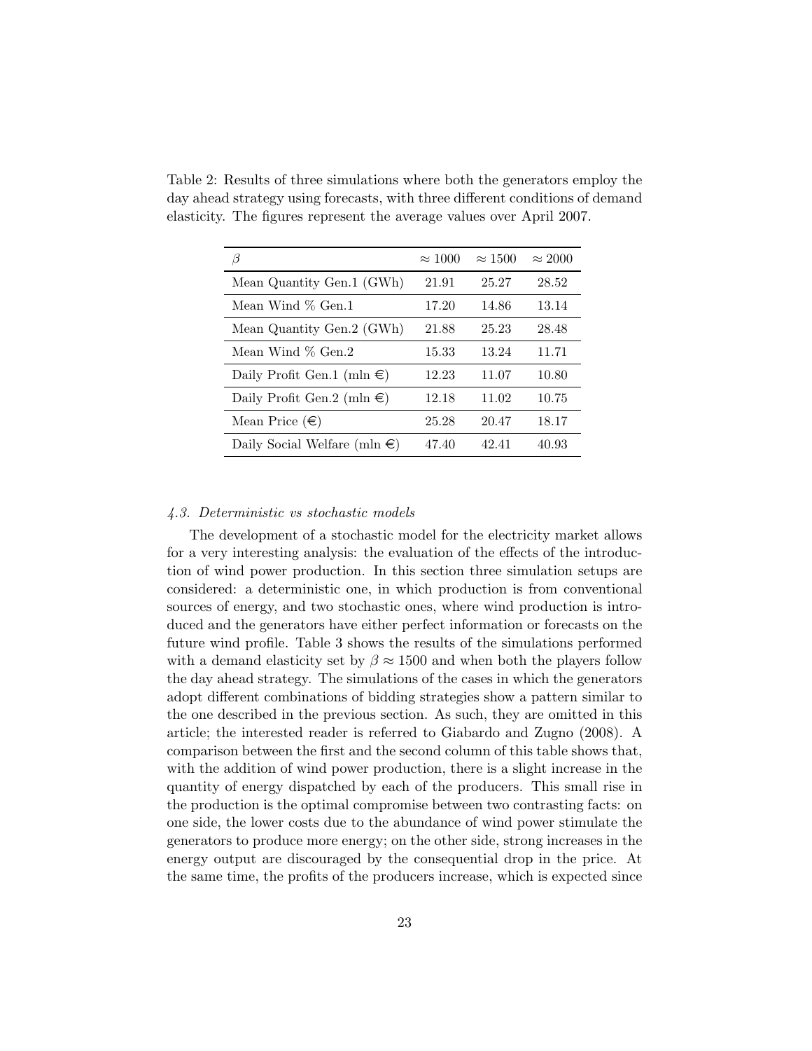Table 2: Results of three simulations where both the generators employ the day ahead strategy using forecasts, with three different conditions of demand elasticity. The figures represent the average values over April 2007.

| $\beta$ | $\approx 1000$ | $\approx 1500$ | $\approx 2000$ |
|---|---|---|---|
| Mean Quantity Gen.1 (GWh) | 21.91 | 25.27 | 28.52 |
| Mean Wind % Gen.1 | 17.20 | 14.86 | 13.14 |
| Mean Quantity Gen.2 (GWh) | 21.88 | 25.23 | 28.48 |
| Mean Wind % Gen.2 | 15.33 | 13.24 | 11.71 |
| Daily Profit Gen.1 (mln €) | 12.23 | 11.07 | 10.80 |
| Daily Profit Gen.2 (mln €) | 12.18 | 11.02 | 10.75 |
| Mean Price (€) | 25.28 | 20.47 | 18.17 |
| Daily Social Welfare (mln €) | 47.40 | 42.41 | 40.93 |

### *4.3. Deterministic vs stochastic models*

The development of a stochastic model for the electricity market allows for a very interesting analysis: the evaluation of the effects of the introduction of wind power production. In this section three simulation setups are considered: a deterministic one, in which production is from conventional sources of energy, and two stochastic ones, where wind production is introduced and the generators have either perfect information or forecasts on the future wind profile. Table 3 shows the results of the simulations performed with a demand elasticity set by $\beta \approx 1500$ and when both the players follow the day ahead strategy. The simulations of the cases in which the generators adopt different combinations of bidding strategies show a pattern similar to the one described in the previous section. As such, they are omitted in this article; the interested reader is referred to Giabardo and Zugno (2008). A comparison between the first and the second column of this table shows that, with the addition of wind power production, there is a slight increase in the quantity of energy dispatched by each of the producers. This small rise in the production is the optimal compromise between two contrasting facts: on one side, the lower costs due to the abundance of wind power stimulate the generators to produce more energy; on the other side, strong increases in the energy output are discouraged by the consequential drop in the price. At the same time, the profits of the producers increase, which is expected since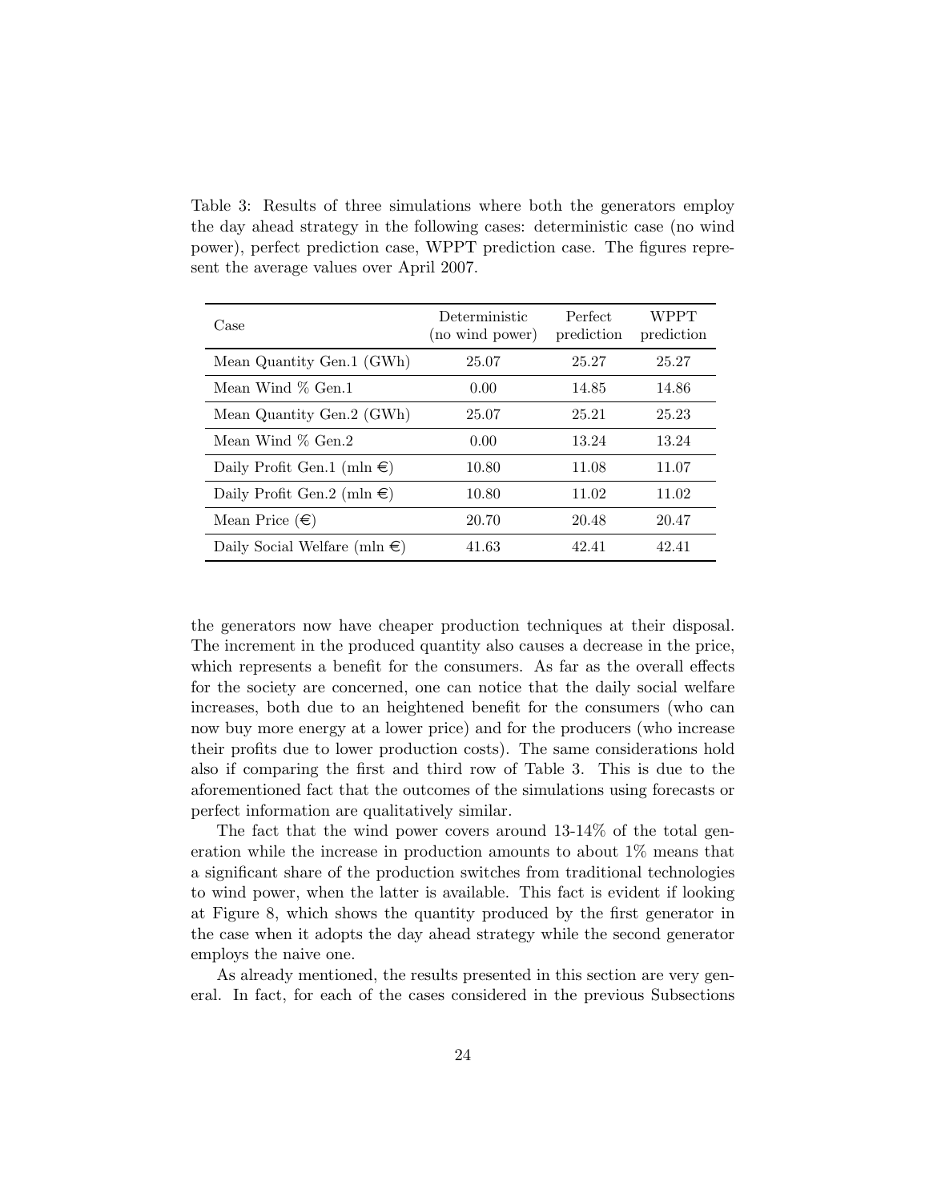Table 3: Results of three simulations where both the generators employ the day ahead strategy in the following cases: deterministic case (no wind power), perfect prediction case, WPPT prediction case. The figures represent the average values over April 2007.

| Case | Deterministic (no wind power) | Perfect prediction | WPPT prediction |
|---|---|---|---|
| Mean Quantity Gen.1 (GWh) | 25.07 | 25.27 | 25.27 |
| Mean Wind % Gen.1 | 0.00 | 14.85 | 14.86 |
| Mean Quantity Gen.2 (GWh) | 25.07 | 25.21 | 25.23 |
| Mean Wind % Gen.2 | 0.00 | 13.24 | 13.24 |
| Daily Profit Gen.1 (mln €) | 10.80 | 11.08 | 11.07 |
| Daily Profit Gen.2 (mln €) | 10.80 | 11.02 | 11.02 |
| Mean Price (€) | 20.70 | 20.48 | 20.47 |
| Daily Social Welfare (mln €) | 41.63 | 42.41 | 42.41 |

the generators now have cheaper production techniques at their disposal. The increment in the produced quantity also causes a decrease in the price, which represents a benefit for the consumers. As far as the overall effects for the society are concerned, one can notice that the daily social welfare increases, both due to an heightened benefit for the consumers (who can now buy more energy at a lower price) and for the producers (who increase their profits due to lower production costs). The same considerations hold also if comparing the first and third row of Table 3. This is due to the aforementioned fact that the outcomes of the simulations using forecasts or perfect information are qualitatively similar.

The fact that the wind power covers around 13-14% of the total generation while the increase in production amounts to about 1% means that a significant share of the production switches from traditional technologies to wind power, when the latter is available. This fact is evident if looking at Figure 8, which shows the quantity produced by the first generator in the case when it adopts the day ahead strategy while the second generator employs the naive one.

As already mentioned, the results presented in this section are very general. In fact, for each of the cases considered in the previous Subsections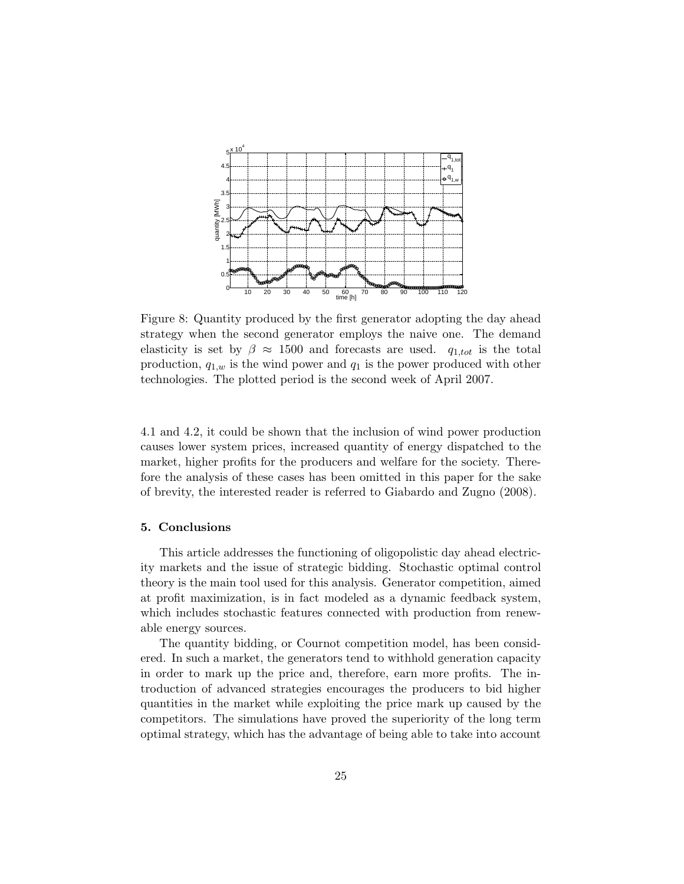Figure 8: Quantity produced by the first generator adopting the day ahead strategy when the second generator employs the naive one. The demand elasticity is set by $\beta \approx 1500$ and forecasts are used. $q_{1,tot}$ is the total production, $q_{1,w}$ is the wind power and $q_1$ is the power produced with other technologies. The plotted period is the second week of April 2007.

4.1 and 4.2, it could be shown that the inclusion of wind power production causes lower system prices, increased quantity of energy dispatched to the market, higher profits for the producers and welfare for the society. Therefore the analysis of these cases has been omitted in this paper for the sake of brevity, the interested reader is referred to Giabardo and Zugno (2008).

## 5. Conclusions

This article addresses the functioning of oligopolistic day ahead electricity markets and the issue of strategic bidding. Stochastic optimal control theory is the main tool used for this analysis. Generator competition, aimed at profit maximization, is in fact modeled as a dynamic feedback system, which includes stochastic features connected with production from renewable energy sources.

The quantity bidding, or Cournot competition model, has been considered. In such a market, the generators tend to withhold generation capacity in order to mark up the price and, therefore, earn more profits. The introduction of advanced strategies encourages the producers to bid higher quantities in the market while exploiting the price mark up caused by the competitors. The simulations have proved the superiority of the long term optimal strategy, which has the advantage of being able to take into account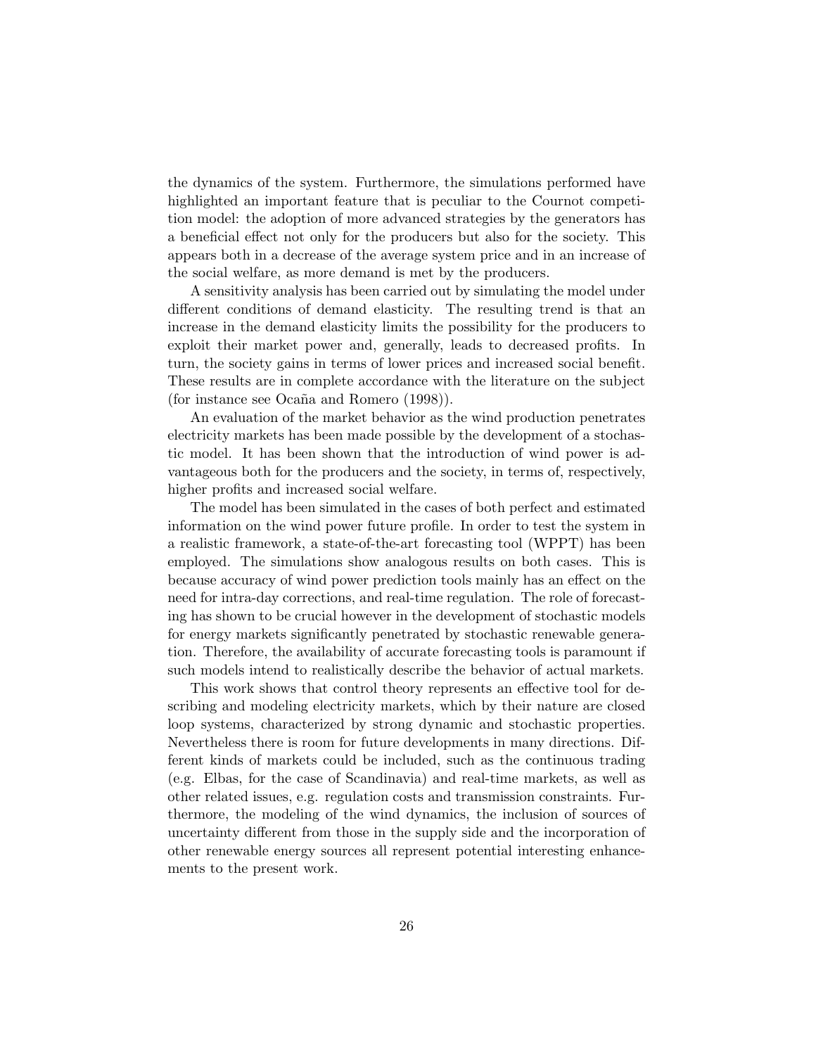the dynamics of the system. Furthermore, the simulations performed have highlighted an important feature that is peculiar to the Cournot competition model: the adoption of more advanced strategies by the generators has a beneficial effect not only for the producers but also for the society. This appears both in a decrease of the average system price and in an increase of the social welfare, as more demand is met by the producers.

A sensitivity analysis has been carried out by simulating the model under different conditions of demand elasticity. The resulting trend is that an increase in the demand elasticity limits the possibility for the producers to exploit their market power and, generally, leads to decreased profits. In turn, the society gains in terms of lower prices and increased social benefit. These results are in complete accordance with the literature on the subject (for instance see Ocaña and Romero (1998)).

An evaluation of the market behavior as the wind production penetrates electricity markets has been made possible by the development of a stochastic model. It has been shown that the introduction of wind power is advantageous both for the producers and the society, in terms of, respectively, higher profits and increased social welfare.

The model has been simulated in the cases of both perfect and estimated information on the wind power future profile. In order to test the system in a realistic framework, a state-of-the-art forecasting tool (WPPT) has been employed. The simulations show analogous results on both cases. This is because accuracy of wind power prediction tools mainly has an effect on the need for intra-day corrections, and real-time regulation. The role of forecasting has shown to be crucial however in the development of stochastic models for energy markets significantly penetrated by stochastic renewable generation. Therefore, the availability of accurate forecasting tools is paramount if such models intend to realistically describe the behavior of actual markets.

This work shows that control theory represents an effective tool for describing and modeling electricity markets, which by their nature are closed loop systems, characterized by strong dynamic and stochastic properties. Nevertheless there is room for future developments in many directions. Different kinds of markets could be included, such as the continuous trading (e.g. Elbas, for the case of Scandinavia) and real-time markets, as well as other related issues, e.g. regulation costs and transmission constraints. Furthermore, the modeling of the wind dynamics, the inclusion of sources of uncertainty different from those in the supply side and the incorporation of other renewable energy sources all represent potential interesting enhancements to the present work.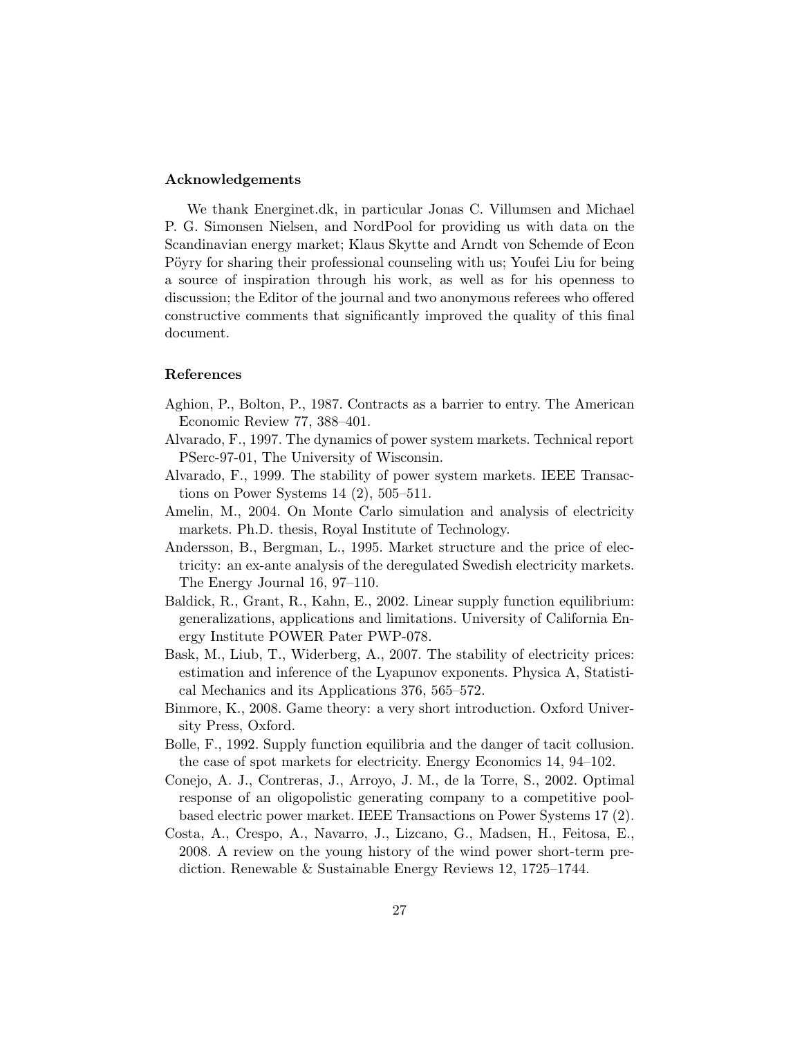## Acknowledgements

We thank Energinet.dk, in particular Jonas C. Villumsen and Michael P. G. Simonsen Nielsen, and NordPool for providing us with data on the Scandinavian energy market; Klaus Skytte and Arndt von Schemde of Econ Pöyry for sharing their professional counseling with us; Youfei Liu for being a source of inspiration through his work, as well as for his openness to discussion; the Editor of the journal and two anonymous referees who offered constructive comments that significantly improved the quality of this final document.

## References

Aghion, P., Bolton, P., 1987. Contracts as a barrier to entry. The American Economic Review 77, 388–401.

Alvarado, F., 1997. The dynamics of power system markets. Technical report PSerc-97-01, The University of Wisconsin.

Alvarado, F., 1999. The stability of power system markets. IEEE Transactions on Power Systems 14 (2), 505–511.

Amelin, M., 2004. On Monte Carlo simulation and analysis of electricity markets. Ph.D. thesis, Royal Institute of Technology.

Andersson, B., Bergman, L., 1995. Market structure and the price of electricity: an ex-ante analysis of the deregulated Swedish electricity markets. The Energy Journal 16, 97–110.

Baldick, R., Grant, R., Kahn, E., 2002. Linear supply function equilibrium: generalizations, applications and limitations. University of California Energy Institute POWER Pater PWP-078.

Bask, M., Liub, T., Widerberg, A., 2007. The stability of electricity prices: estimation and inference of the Lyapunov exponents. Physica A, Statistical Mechanics and its Applications 376, 565–572.

Binmore, K., 2008. Game theory: a very short introduction. Oxford University Press, Oxford.

Bolle, F., 1992. Supply function equilibria and the danger of tacit collusion. the case of spot markets for electricity. Energy Economics 14, 94–102.

Conejo, A. J., Contreras, J., Arroyo, J. M., de la Torre, S., 2002. Optimal response of an oligopolistic generating company to a competitive pool-based electric power market. IEEE Transactions on Power Systems 17 (2).

Costa, A., Crespo, A., Navarro, J., Lizcano, G., Madsen, H., Feitosa, E., 2008. A review on the young history of the wind power short-term prediction. Renewable & Sustainable Energy Reviews 12, 1725–1744.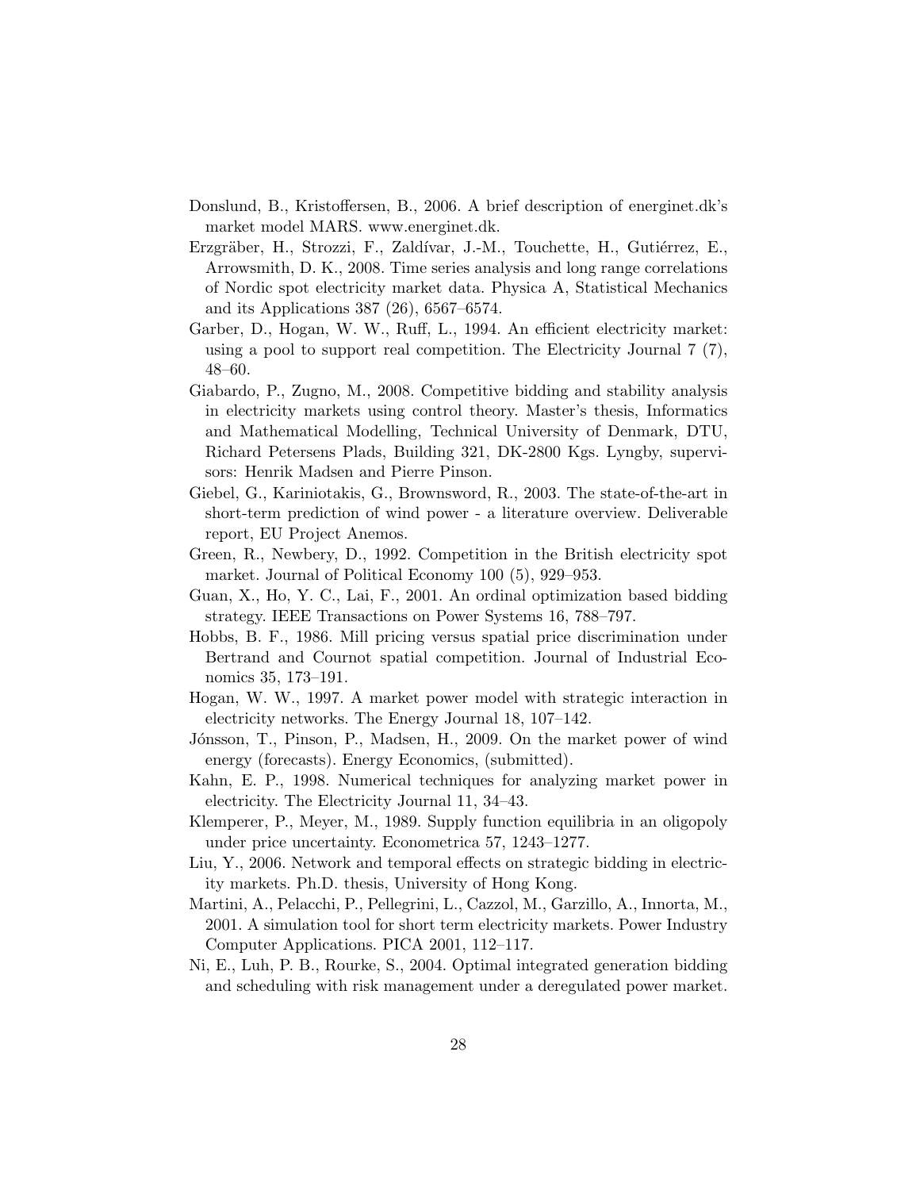Donslund, B., Kristoffersen, B., 2006. A brief description of energinet.dk's market model MARS. www.energinet.dk.

Erzgräber, H., Strozzi, F., Zaldívar, J.-M., Touchette, H., Gutiérrez, E., Arrowsmith, D. K., 2008. Time series analysis and long range correlations of Nordic spot electricity market data. Physica A, Statistical Mechanics and its Applications 387 (26), 6567–6574.

Garber, D., Hogan, W. W., Ruff, L., 1994. An efficient electricity market: using a pool to support real competition. The Electricity Journal 7 (7), 48–60.

Giabardo, P., Zugno, M., 2008. Competitive bidding and stability analysis in electricity markets using control theory. Master's thesis, Informatics and Mathematical Modelling, Technical University of Denmark, DTU, Richard Petersens Plads, Building 321, DK-2800 Kgs. Lyngby, supervisors: Henrik Madsen and Pierre Pinson.

Giebel, G., Kariniotakis, G., Brownsword, R., 2003. The state-of-the-art in short-term prediction of wind power - a literature overview. Deliverable report, EU Project Anemos.

Green, R., Newbery, D., 1992. Competition in the British electricity spot market. Journal of Political Economy 100 (5), 929–953.

Guan, X., Ho, Y. C., Lai, F., 2001. An ordinal optimization based bidding strategy. IEEE Transactions on Power Systems 16, 788–797.

Hobbs, B. F., 1986. Mill pricing versus spatial price discrimination under Bertrand and Cournot spatial competition. Journal of Industrial Economics 35, 173–191.

Hogan, W. W., 1997. A market power model with strategic interaction in electricity networks. The Energy Journal 18, 107–142.

Jónsson, T., Pinson, P., Madsen, H., 2009. On the market power of wind energy (forecasts). Energy Economics, (submitted).

Kahn, E. P., 1998. Numerical techniques for analyzing market power in electricity. The Electricity Journal 11, 34–43.

Klemperer, P., Meyer, M., 1989. Supply function equilibria in an oligopoly under price uncertainty. Econometrica 57, 1243–1277.

Liu, Y., 2006. Network and temporal effects on strategic bidding in electricity markets. Ph.D. thesis, University of Hong Kong.

Martini, A., Pelacchi, P., Pellegrini, L., Cazzol, M., Garzillo, A., Innorta, M., 2001. A simulation tool for short term electricity markets. Power Industry Computer Applications. PICA 2001, 112–117.

Ni, E., Luh, P. B., Rourke, S., 2004. Optimal integrated generation bidding and scheduling with risk management under a deregulated power market.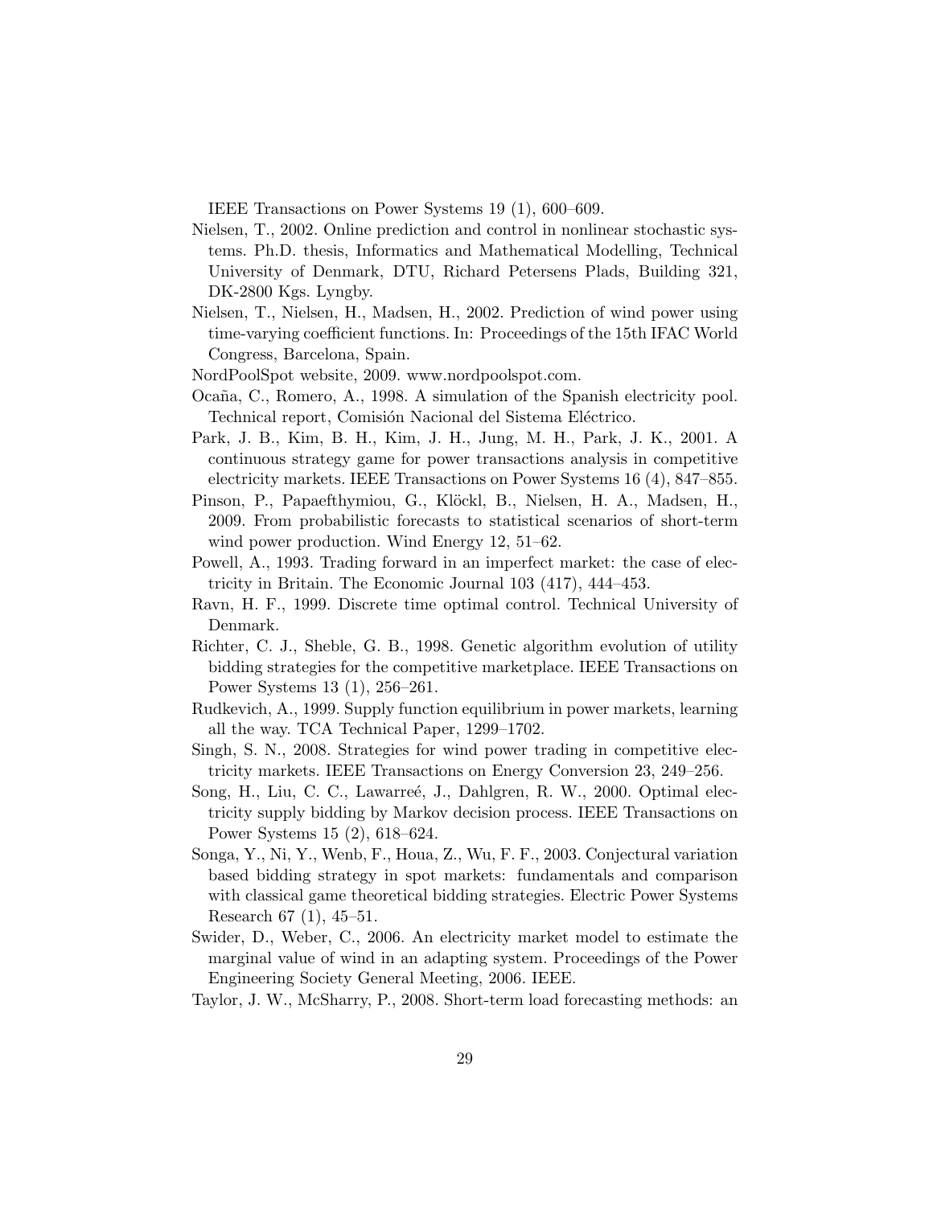IEEE Transactions on Power Systems 19 (1), 600–609.

Nielsen, T., 2002. Online prediction and control in nonlinear stochastic systems. Ph.D. thesis, Informatics and Mathematical Modelling, Technical University of Denmark, DTU, Richard Petersens Plads, Building 321, DK-2800 Kgs. Lyngby.

Nielsen, T., Nielsen, H., Madsen, H., 2002. Prediction of wind power using time-varying coefficient functions. In: Proceedings of the 15th IFAC World Congress, Barcelona, Spain.

NordPoolSpot website, 2009. www.nordpoolspot.com.

Ocaña, C., Romero, A., 1998. A simulation of the Spanish electricity pool. Technical report, Comisión Nacional del Sistema Eléctrico.

Park, J. B., Kim, B. H., Kim, J. H., Jung, M. H., Park, J. K., 2001. A continuous strategy game for power transactions analysis in competitive electricity markets. IEEE Transactions on Power Systems 16 (4), 847–855.

Pinson, P., Papaefthymiou, G., Klöckl, B., Nielsen, H. A., Madsen, H., 2009. From probabilistic forecasts to statistical scenarios of short-term wind power production. Wind Energy 12, 51–62.

Powell, A., 1993. Trading forward in an imperfect market: the case of electricity in Britain. The Economic Journal 103 (417), 444–453.

Ravn, H. F., 1999. Discrete time optimal control. Technical University of Denmark.

Richter, C. J., Sheble, G. B., 1998. Genetic algorithm evolution of utility bidding strategies for the competitive marketplace. IEEE Transactions on Power Systems 13 (1), 256–261.

Rudkevich, A., 1999. Supply function equilibrium in power markets, learning all the way. TCA Technical Paper, 1299–1702.

Singh, S. N., 2008. Strategies for wind power trading in competitive electricity markets. IEEE Transactions on Energy Conversion 23, 249–256.

Song, H., Liu, C. C., Lawarreé, J., Dahlgren, R. W., 2000. Optimal electricity supply bidding by Markov decision process. IEEE Transactions on Power Systems 15 (2), 618–624.

Songa, Y., Ni, Y., Wenb, F., Houa, Z., Wu, F. F., 2003. Conjectural variation based bidding strategy in spot markets: fundamentals and comparison with classical game theoretical bidding strategies. Electric Power Systems Research 67 (1), 45–51.

Swider, D., Weber, C., 2006. An electricity market model to estimate the marginal value of wind in an adapting system. Proceedings of the Power Engineering Society General Meeting, 2006. IEEE.

Taylor, J. W., McSharry, P., 2008. Short-term load forecasting methods: an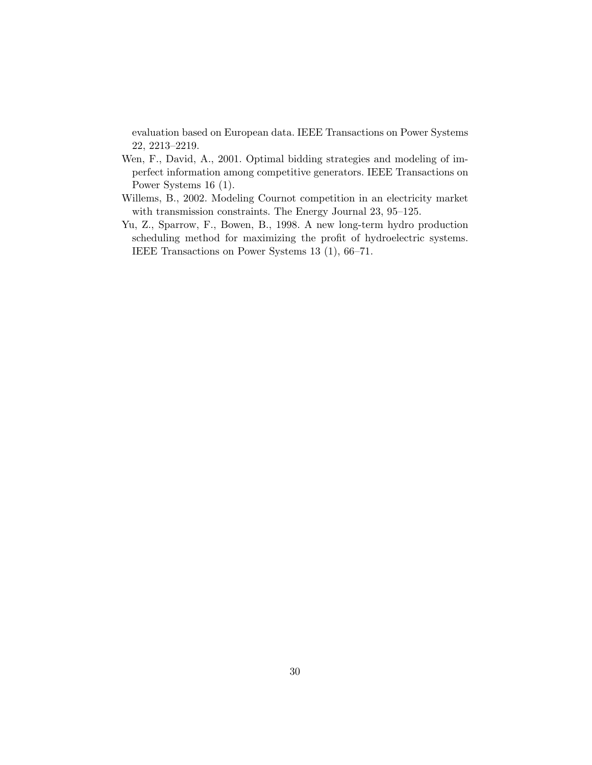evaluation based on European data. IEEE Transactions on Power Systems 22, 2213–2219.

Wen, F., David, A., 2001. Optimal bidding strategies and modeling of imperfect information among competitive generators. IEEE Transactions on Power Systems 16 (1).

Willems, B., 2002. Modeling Cournot competition in an electricity market with transmission constraints. The Energy Journal 23, 95–125.

Yu, Z., Sparrow, F., Bowen, B., 1998. A new long-term hydro production scheduling method for maximizing the profit of hydroelectric systems. IEEE Transactions on Power Systems 13 (1), 66–71.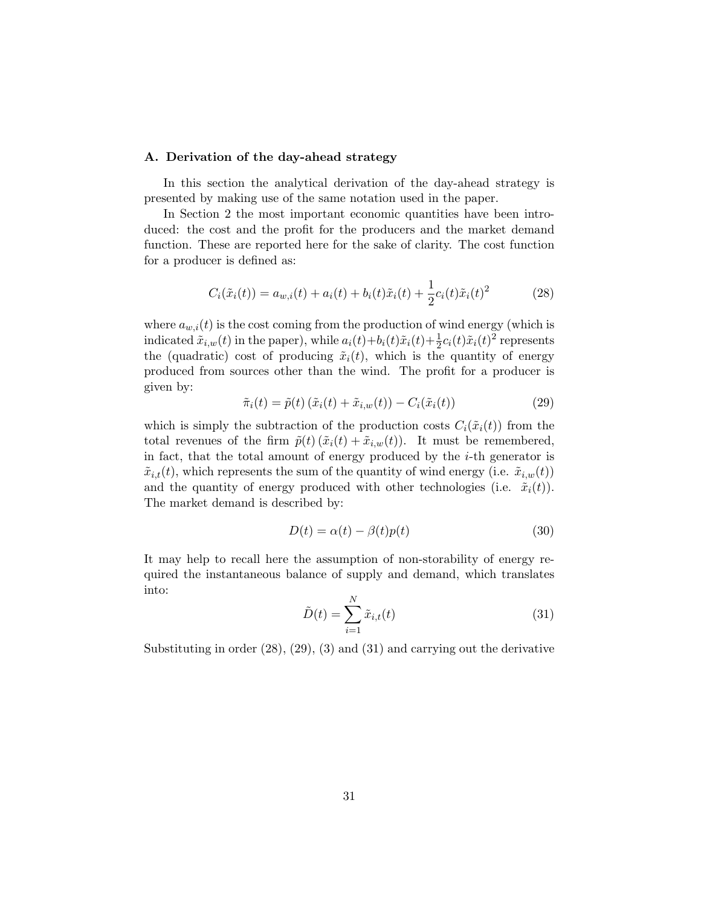### A. Derivation of the day-ahead strategy

In this section the analytical derivation of the day-ahead strategy is presented by making use of the same notation used in the paper.

In Section 2 the most important economic quantities have been introduced: the cost and the profit for the producers and the market demand function. These are reported here for the sake of clarity. The cost function for a producer is defined as:

$$C_i(\tilde{x}_i(t)) = a_{w,i}(t) + a_i(t) + b_i(t)\tilde{x}_i(t) + \frac{1}{2}c_i(t)\tilde{x}_i(t)^2 \tag{28}$$

where $a_{w,i}(t)$ is the cost coming from the production of wind energy (which is indicated $\tilde{x}_{i,w}(t)$ in the paper), while $a_i(t)+b_i(t)\tilde{x}_i(t)+\frac{1}{2}c_i(t)\tilde{x}_i(t)^2$ represents the (quadratic) cost of producing $\tilde{x}_i(t)$, which is the quantity of energy produced from sources other than the wind. The profit for a producer is given by:

$$\tilde{\pi}_i(t) = \tilde{p}(t)\left(\tilde{x}_i(t) + \tilde{x}_{i,w}(t)\right) - C_i(\tilde{x}_i(t)) \tag{29}$$

which is simply the subtraction of the production costs $C_i(\tilde{x}_i(t))$ from the total revenues of the firm $\tilde{p}(t)\left(\tilde{x}_i(t) + \tilde{x}_{i,w}(t)\right)$. It must be remembered, in fact, that the total amount of energy produced by the $i$-th generator is $\tilde{x}_{i,t}(t)$, which represents the sum of the quantity of wind energy (i.e. $\tilde{x}_{i,w}(t)$) and the quantity of energy produced with other technologies (i.e. $\tilde{x}_i(t)$). The market demand is described by:

$$D(t) = \alpha(t) - \beta(t)p(t) \tag{30}$$

It may help to recall here the assumption of non-storability of energy required the instantaneous balance of supply and demand, which translates into:

$$\tilde{D}(t) = \sum_{i=1}^{N} \tilde{x}_{i,t}(t) \tag{31}$$

Substituting in order (28), (29), (3) and (31) and carrying out the derivative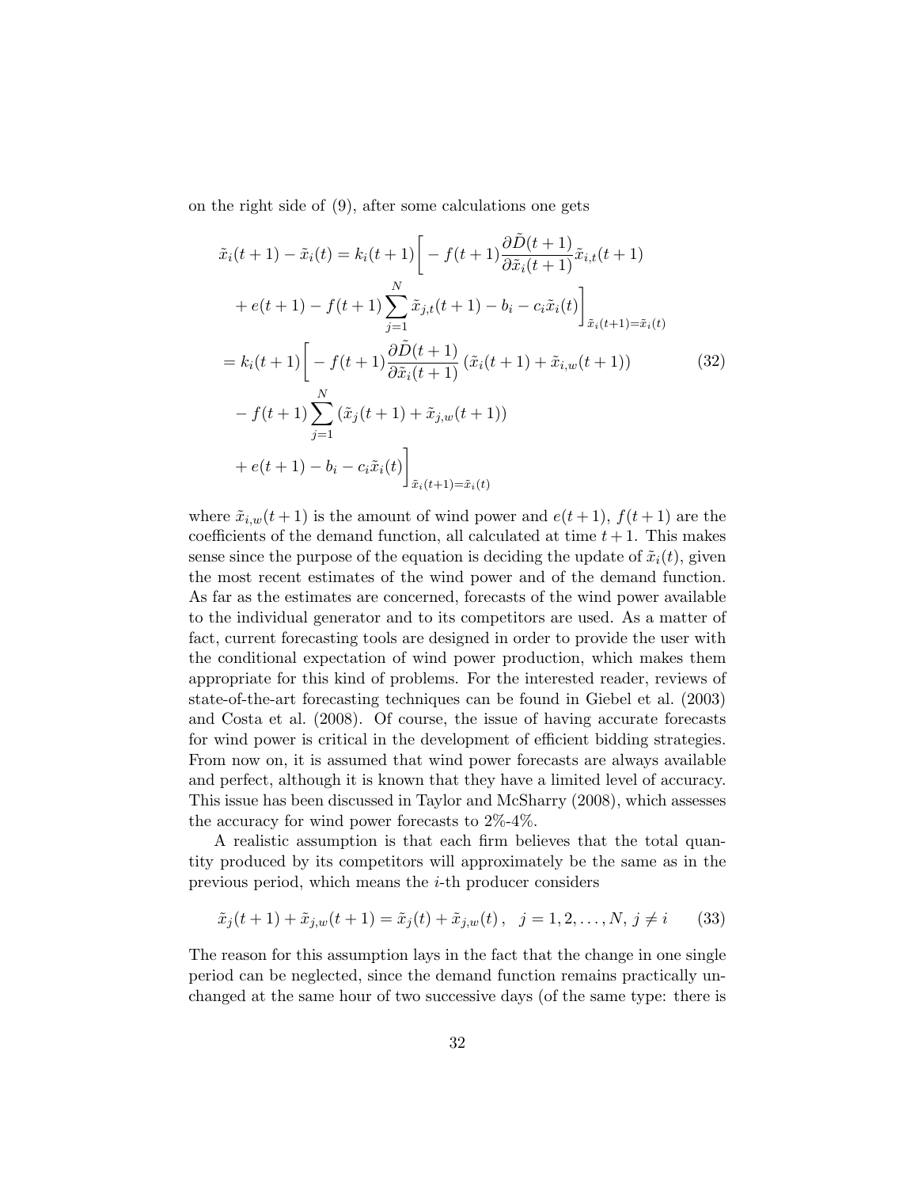on the right side of (9), after some calculations one gets

$$
\begin{aligned}
\tilde{x}_i(t+1) - \tilde{x}_i(t) &= k_i(t+1)\bigg[ - f(t+1)\frac{\partial \tilde{D}(t+1)}{\partial \tilde{x}_i(t+1)}\tilde{x}_{i,t}(t+1) \\
&\quad + e(t+1) - f(t+1)\sum_{j=1}^{N}\tilde{x}_{j,t}(t+1) - b_i - c_i\tilde{x}_i(t)\bigg]_{\tilde{x}_i(t+1)=\tilde{x}_i(t)} \\
&= k_i(t+1)\bigg[ - f(t+1)\frac{\partial \tilde{D}(t+1)}{\partial \tilde{x}_i(t+1)}\left(\tilde{x}_i(t+1) + \tilde{x}_{i,w}(t+1)\right) \\
&\quad - f(t+1)\sum_{j=1}^{N}\left(\tilde{x}_j(t+1) + \tilde{x}_{j,w}(t+1)\right) \\
&\quad + e(t+1) - b_i - c_i\tilde{x}_i(t)\bigg]_{\tilde{x}_i(t+1)=\tilde{x}_i(t)}
\end{aligned}
\tag{32}
$$

where $\tilde{x}_{i,w}(t+1)$ is the amount of wind power and $e(t+1)$, $f(t+1)$ are the coefficients of the demand function, all calculated at time $t+1$. This makes sense since the purpose of the equation is deciding the update of $\tilde{x}_i(t)$, given the most recent estimates of the wind power and of the demand function. As far as the estimates are concerned, forecasts of the wind power available to the individual generator and to its competitors are used. As a matter of fact, current forecasting tools are designed in order to provide the user with the conditional expectation of wind power production, which makes them appropriate for this kind of problems. For the interested reader, reviews of state-of-the-art forecasting techniques can be found in Giebel et al. (2003) and Costa et al. (2008). Of course, the issue of having accurate forecasts for wind power is critical in the development of efficient bidding strategies. From now on, it is assumed that wind power forecasts are always available and perfect, although it is known that they have a limited level of accuracy. This issue has been discussed in Taylor and McSharry (2008), which assesses the accuracy for wind power forecasts to 2%-4%.

A realistic assumption is that each firm believes that the total quantity produced by its competitors will approximately be the same as in the previous period, which means the $i$-th producer considers

$$
\tilde{x}_j(t+1) + \tilde{x}_{j,w}(t+1) = \tilde{x}_j(t) + \tilde{x}_{j,w}(t)\,, \quad j = 1, 2, \ldots, N,\, j \neq i \tag{33}
$$

The reason for this assumption lays in the fact that the change in one single period can be neglected, since the demand function remains practically unchanged at the same hour of two successive days (of the same type: there is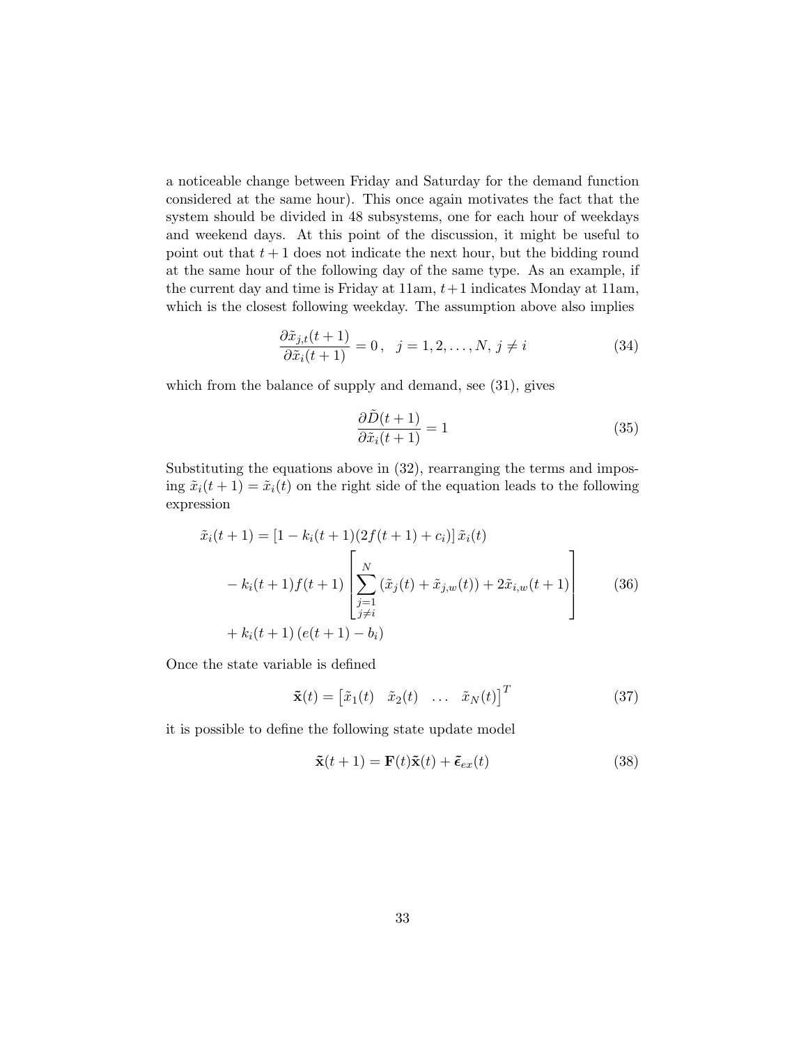a noticeable change between Friday and Saturday for the demand function considered at the same hour). This once again motivates the fact that the system should be divided in 48 subsystems, one for each hour of weekdays and weekend days. At this point of the discussion, it might be useful to point out that $t+1$ does not indicate the next hour, but the bidding round at the same hour of the following day of the same type. As an example, if the current day and time is Friday at 11am, $t+1$ indicates Monday at 11am, which is the closest following weekday. The assumption above also implies

$$\frac{\partial \tilde{x}_{j,t}(t+1)}{\partial \tilde{x}_i(t+1)} = 0 \,, \quad j = 1, 2, \ldots, N, \, j \neq i \tag{34}$$

which from the balance of supply and demand, see (31), gives

$$\frac{\partial \tilde{D}(t+1)}{\partial \tilde{x}_i(t+1)} = 1 \tag{35}$$

Substituting the equations above in (32), rearranging the terms and imposing $\tilde{x}_i(t+1) = \tilde{x}_i(t)$ on the right side of the equation leads to the following expression

$$\begin{aligned} \tilde{x}_i(t+1) &= \left[1 - k_i(t+1)(2f(t+1) + c_i)\right] \tilde{x}_i(t) \\ &\quad - k_i(t+1) f(t+1) \left[ \sum_{\substack{j=1 \\ j \neq i}}^{N} \left(\tilde{x}_j(t) + \tilde{x}_{j,w}(t)\right) + 2\tilde{x}_{i,w}(t+1) \right] \\ &\quad + k_i(t+1) \left(e(t+1) - b_i\right) \end{aligned} \tag{36}$$

Once the state variable is defined

$$\tilde{\mathbf{x}}(t) = \begin{bmatrix} \tilde{x}_1(t) & \tilde{x}_2(t) & \ldots & \tilde{x}_N(t) \end{bmatrix}^T \tag{37}$$

it is possible to define the following state update model

$$\tilde{\mathbf{x}}(t+1) = \mathbf{F}(t)\tilde{\mathbf{x}}(t) + \tilde{\boldsymbol{\epsilon}}_{ex}(t) \tag{38}$$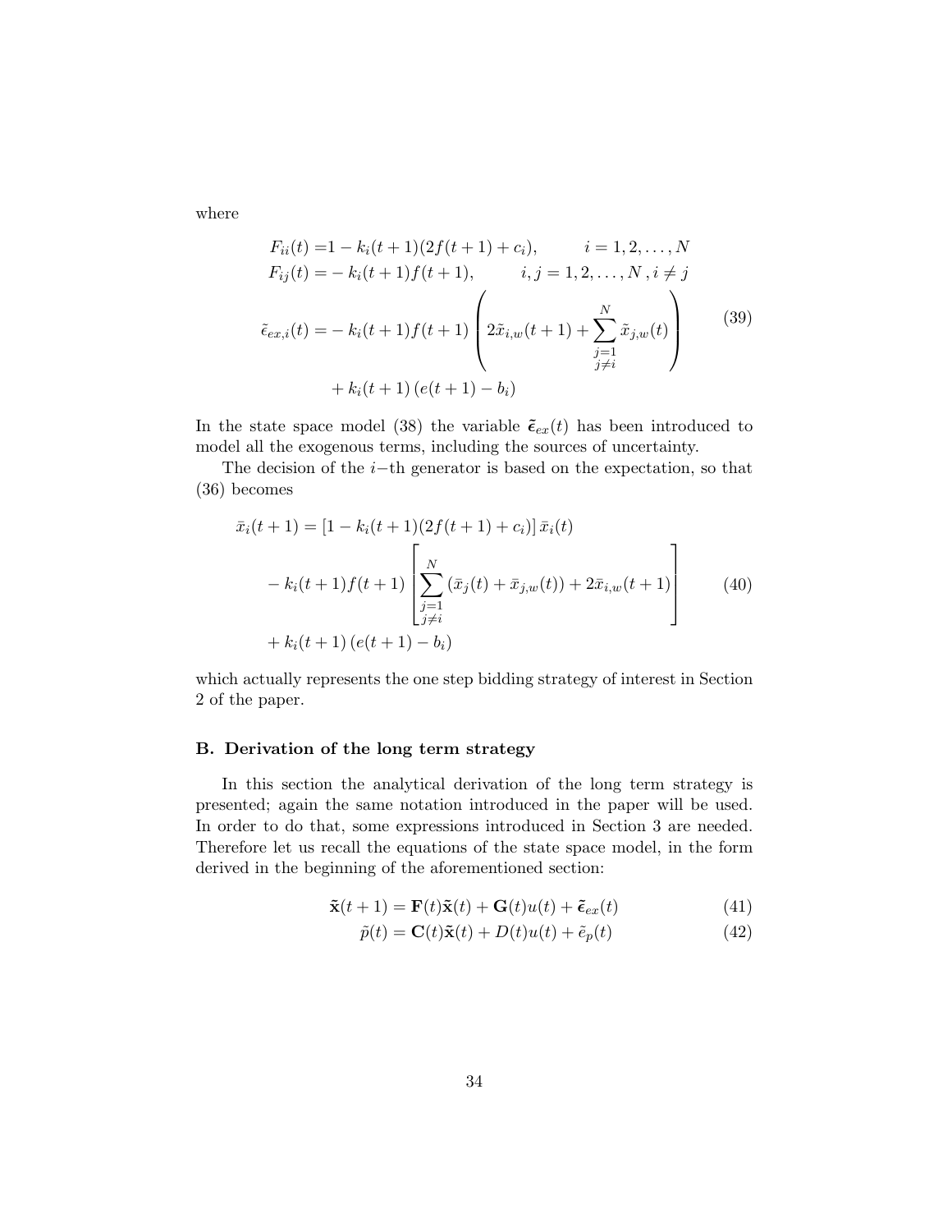where

$$
\begin{aligned}
F_{ii}(t) =& 1 - k_i(t+1)(2f(t+1) + c_i), \qquad i = 1, 2, \ldots, N \\
F_{ij}(t) =& - k_i(t+1)f(t+1), \qquad i, j = 1, 2, \ldots, N \,, i \neq j \\
\tilde{\epsilon}_{ex,i}(t) =& - k_i(t+1)f(t+1) \left( 2\tilde{x}_{i,w}(t+1) + \sum_{\substack{j=1 \\ j \neq i}}^{N} \tilde{x}_{j,w}(t) \right) \\
& + k_i(t+1) \left( e(t+1) - b_i \right)
\end{aligned}
\tag{39}
$$

In the state space model (38) the variable $\tilde{\boldsymbol{\epsilon}}_{ex}(t)$ has been introduced to model all the exogenous terms, including the sources of uncertainty.

The decision of the $i-$th generator is based on the expectation, so that (36) becomes

$$
\begin{aligned}
\bar{x}_i(t+1) =& \left[1 - k_i(t+1)(2f(t+1) + c_i)\right] \bar{x}_i(t) \\
& - k_i(t+1)f(t+1) \left[ \sum_{\substack{j=1 \\ j \neq i}}^{N} \left(\bar{x}_j(t) + \bar{x}_{j,w}(t)\right) + 2\bar{x}_{i,w}(t+1) \right] \\
& + k_i(t+1) \left( e(t+1) - b_i \right)
\end{aligned}
\tag{40}
$$

which actually represents the one step bidding strategy of interest in Section 2 of the paper.

### B. Derivation of the long term strategy

In this section the analytical derivation of the long term strategy is presented; again the same notation introduced in the paper will be used. In order to do that, some expressions introduced in Section 3 are needed. Therefore let us recall the equations of the state space model, in the form derived in the beginning of the aforementioned section:

$$
\tilde{\mathbf{x}}(t+1) = \mathbf{F}(t)\tilde{\mathbf{x}}(t) + \mathbf{G}(t)u(t) + \tilde{\boldsymbol{\epsilon}}_{ex}(t) \tag{41}
$$

$$
\tilde{p}(t) = \mathbf{C}(t)\tilde{\mathbf{x}}(t) + D(t)u(t) + \tilde{e}_p(t) \tag{42}
$$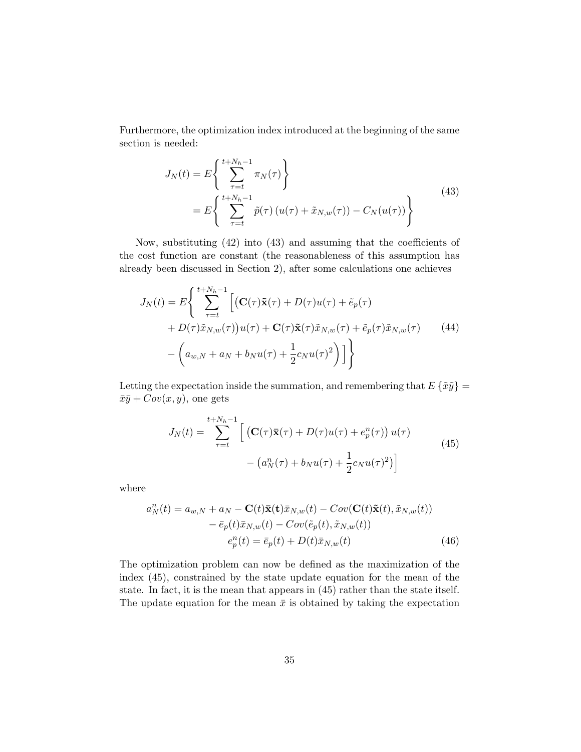Furthermore, the optimization index introduced at the beginning of the same section is needed:

$$
\begin{aligned}
J_N(t) &= E\left\{ \sum_{\tau=t}^{t+N_h-1} \pi_N(\tau) \right\} \\
&= E\left\{ \sum_{\tau=t}^{t+N_h-1} \tilde{p}(\tau)\left(u(\tau) + \tilde{x}_{N,w}(\tau)\right) - C_N(u(\tau)) \right\}
\end{aligned}
\tag{43}
$$

Now, substituting (42) into (43) and assuming that the coefficients of the cost function are constant (the reasonableness of this assumption has already been discussed in Section 2), after some calculations one achieves

$$
\begin{aligned}
J_N(t) = E\Bigg\{ \sum_{\tau=t}^{t+N_h-1} \Big[ &\big(\mathbf{C}(\tau)\tilde{\mathbf{x}}(\tau) + D(\tau)u(\tau) + \tilde{e}_p(\tau) \\
&+ D(\tau)\tilde{x}_{N,w}(\tau)\big) u(\tau) + \mathbf{C}(\tau)\tilde{\mathbf{x}}(\tau)\tilde{x}_{N,w}(\tau) + \tilde{e}_p(\tau)\tilde{x}_{N,w}(\tau) \\
&- \left( a_{w,N} + a_N + b_N u(\tau) + \frac{1}{2} c_N u(\tau)^2 \right) \Big] \Bigg\}
\end{aligned}
\tag{44}
$$

Letting the expectation inside the summation, and remembering that $E\{\tilde{x}\tilde{y}\} = \bar{x}\bar{y} + Cov(x, y)$, one gets

$$
\begin{aligned}
J_N(t) = \sum_{\tau=t}^{t+N_h-1} \Big[ &\left(\mathbf{C}(\tau)\bar{\mathbf{x}}(\tau) + D(\tau)u(\tau) + e_p^n(\tau)\right) u(\tau) \\
&- \left( a_N^n(\tau) + b_N u(\tau) + \frac{1}{2} c_N u(\tau)^2 \right) \Big]
\end{aligned}
\tag{45}
$$

where

$$
\begin{aligned}
a_N^n(t) = a_{w,N} + a_N - \mathbf{C}(t)\bar{\mathbf{x}}(\mathbf{t})\bar{x}_{N,w}(t) - Cov(\mathbf{C}(t)\tilde{\mathbf{x}}(t), \tilde{x}_{N,w}(t)) \\
- \bar{e}_p(t)\bar{x}_{N,w}(t) - Cov(\tilde{e}_p(t), \tilde{x}_{N,w}(t)) \\
e_p^n(t) = \bar{e}_p(t) + D(t)\bar{x}_{N,w}(t)
\end{aligned}
\tag{46}
$$

The optimization problem can now be defined as the maximization of the index (45), constrained by the state update equation for the mean of the state. In fact, it is the mean that appears in (45) rather than the state itself. The update equation for the mean $\bar{x}$ is obtained by taking the expectation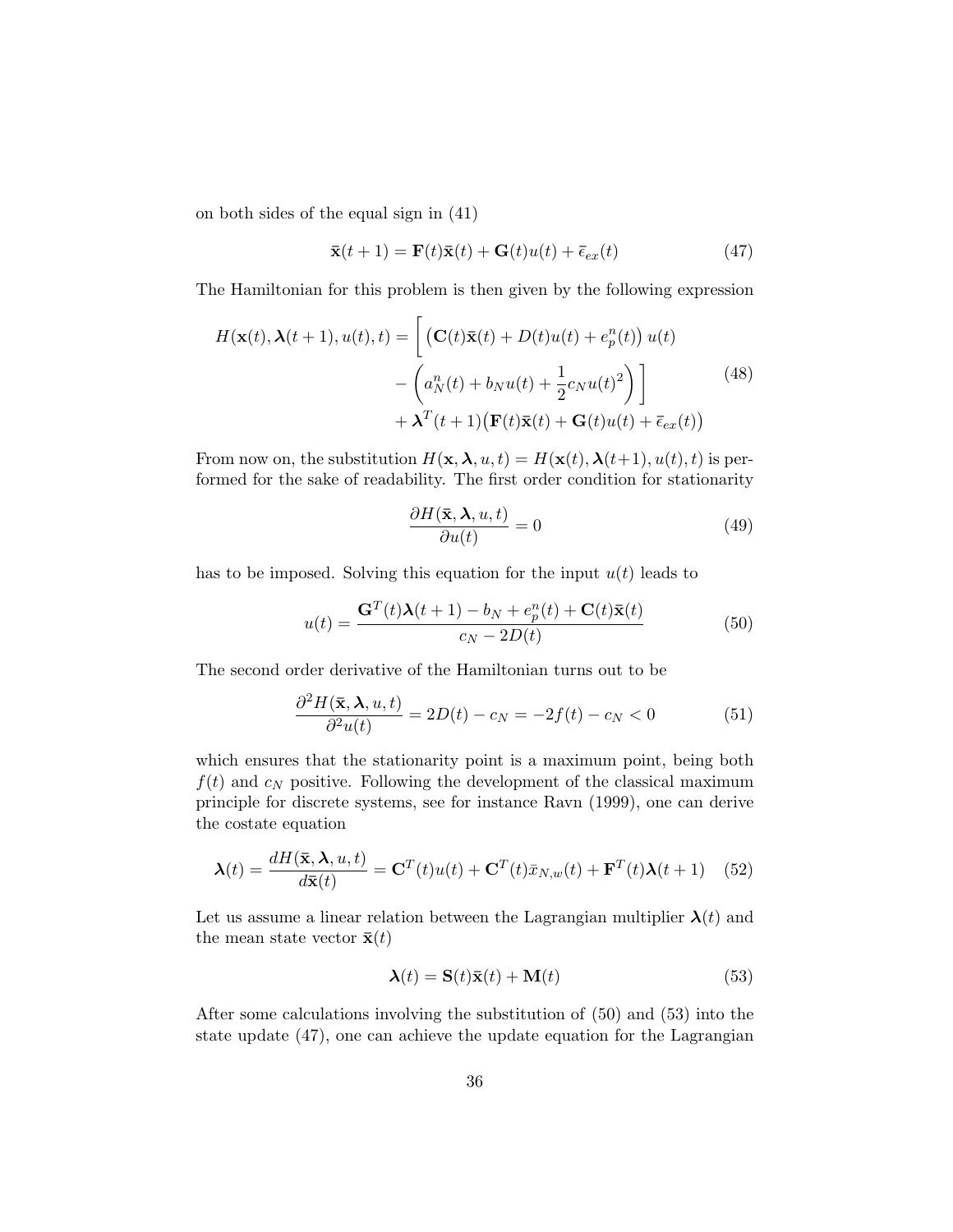on both sides of the equal sign in (41)

$$\bar{\mathbf{x}}(t+1) = \mathbf{F}(t)\bar{\mathbf{x}}(t) + \mathbf{G}(t)u(t) + \bar{\epsilon}_{ex}(t) \tag{47}$$

The Hamiltonian for this problem is then given by the following expression

$$\begin{aligned} H(\mathbf{x}(t), \boldsymbol{\lambda}(t+1), u(t), t) = \Bigg[ & \big(\mathbf{C}(t)\bar{\mathbf{x}}(t) + D(t)u(t) + e_p^n(t)\big)\, u(t) \\ & - \left(a_N^n(t) + b_N u(t) + \frac{1}{2}c_N u(t)^2\right) \Bigg] \\ & + \boldsymbol{\lambda}^T(t+1)\big(\mathbf{F}(t)\bar{\mathbf{x}}(t) + \mathbf{G}(t)u(t) + \bar{\epsilon}_{ex}(t)\big) \end{aligned} \tag{48}$$

From now on, the substitution $H(\mathbf{x}, \boldsymbol{\lambda}, u, t) = H(\mathbf{x}(t), \boldsymbol{\lambda}(t+1), u(t), t)$ is performed for the sake of readability. The first order condition for stationarity

$$\frac{\partial H(\bar{\mathbf{x}}, \boldsymbol{\lambda}, u, t)}{\partial u(t)} = 0 \tag{49}$$

has to be imposed. Solving this equation for the input $u(t)$ leads to

$$u(t) = \frac{\mathbf{G}^T(t)\boldsymbol{\lambda}(t+1) - b_N + e_p^n(t) + \mathbf{C}(t)\bar{\mathbf{x}}(t)}{c_N - 2D(t)} \tag{50}$$

The second order derivative of the Hamiltonian turns out to be

$$\frac{\partial^2 H(\bar{\mathbf{x}}, \boldsymbol{\lambda}, u, t)}{\partial^2 u(t)} = 2D(t) - c_N = -2f(t) - c_N < 0 \tag{51}$$

which ensures that the stationarity point is a maximum point, being both $f(t)$ and $c_N$ positive. Following the development of the classical maximum principle for discrete systems, see for instance Ravn (1999), one can derive the costate equation

$$\boldsymbol{\lambda}(t) = \frac{dH(\bar{\mathbf{x}}, \boldsymbol{\lambda}, u, t)}{d\bar{\mathbf{x}}(t)} = \mathbf{C}^T(t)u(t) + \mathbf{C}^T(t)\bar{x}_{N,w}(t) + \mathbf{F}^T(t)\boldsymbol{\lambda}(t+1) \tag{52}$$

Let us assume a linear relation between the Lagrangian multiplier $\boldsymbol{\lambda}(t)$ and the mean state vector $\bar{\mathbf{x}}(t)$

$$\boldsymbol{\lambda}(t) = \mathbf{S}(t)\bar{\mathbf{x}}(t) + \mathbf{M}(t) \tag{53}$$

After some calculations involving the substitution of (50) and (53) into the state update (47), one can achieve the update equation for the Lagrangian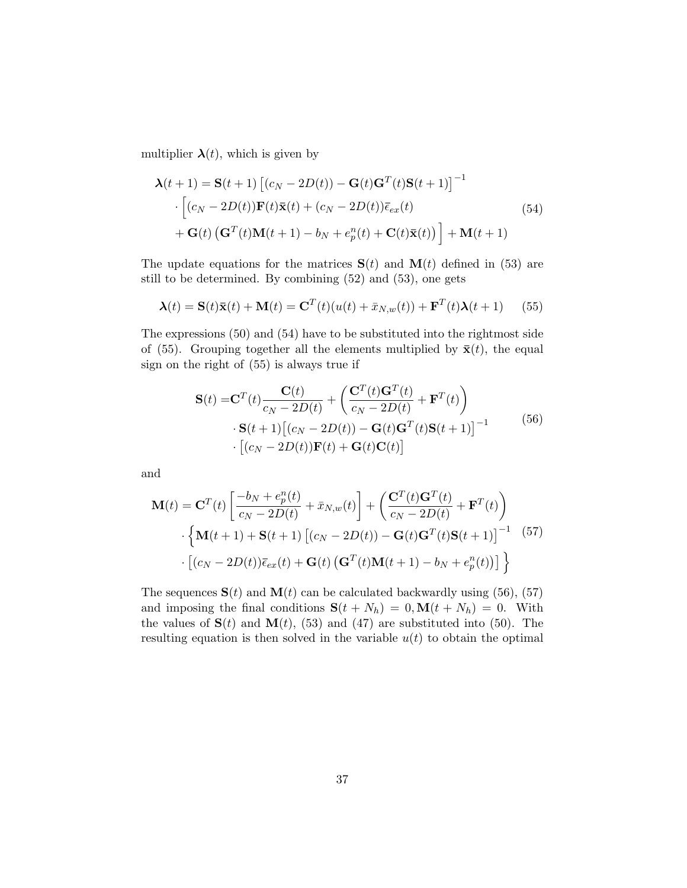multiplier $\boldsymbol{\lambda}(t)$, which is given by

$$
\begin{aligned}
\boldsymbol{\lambda}(t+1) = \mathbf{S}(t+1)\left[(c_N - 2D(t)) - \mathbf{G}(t)\mathbf{G}^T(t)\mathbf{S}(t+1)\right]^{-1} \\
\cdot \Big[(c_N - 2D(t))\mathbf{F}(t)\bar{\mathbf{x}}(t) + (c_N - 2D(t))\bar{\epsilon}_{ex}(t) \\
+ \mathbf{G}(t)\left(\mathbf{G}^T(t)\mathbf{M}(t+1) - b_N + e_p^n(t) + \mathbf{C}(t)\bar{\mathbf{x}}(t)\right)\Big] + \mathbf{M}(t+1)
\end{aligned}
\tag{54}
$$

The update equations for the matrices $\mathbf{S}(t)$ and $\mathbf{M}(t)$ defined in (53) are still to be determined. By combining (52) and (53), one gets

$$
\boldsymbol{\lambda}(t) = \mathbf{S}(t)\bar{\mathbf{x}}(t) + \mathbf{M}(t) = \mathbf{C}^T(t)(u(t) + \bar{x}_{N,w}(t)) + \mathbf{F}^T(t)\boldsymbol{\lambda}(t+1) \tag{55}
$$

The expressions (50) and (54) have to be substituted into the rightmost side of (55). Grouping together all the elements multiplied by $\bar{\mathbf{x}}(t)$, the equal sign on the right of (55) is always true if

$$
\begin{aligned}
\mathbf{S}(t) =& \mathbf{C}^T(t)\frac{\mathbf{C}(t)}{c_N - 2D(t)} + \left(\frac{\mathbf{C}^T(t)\mathbf{G}^T(t)}{c_N - 2D(t)} + \mathbf{F}^T(t)\right) \\
&\cdot \mathbf{S}(t+1)\left[(c_N - 2D(t)) - \mathbf{G}(t)\mathbf{G}^T(t)\mathbf{S}(t+1)\right]^{-1} \\
&\cdot \left[(c_N - 2D(t))\mathbf{F}(t) + \mathbf{G}(t)\mathbf{C}(t)\right]
\end{aligned}
\tag{56}
$$

and

$$
\begin{aligned}
\mathbf{M}(t) = \mathbf{C}^T(t)\left[\frac{-b_N + e_p^n(t)}{c_N - 2D(t)} + \bar{x}_{N,w}(t)\right] + \left(\frac{\mathbf{C}^T(t)\mathbf{G}^T(t)}{c_N - 2D(t)} + \mathbf{F}^T(t)\right) \\
\cdot \Big\{\mathbf{M}(t+1) + \mathbf{S}(t+1)\left[(c_N - 2D(t)) - \mathbf{G}(t)\mathbf{G}^T(t)\mathbf{S}(t+1)\right]^{-1} \\
\cdot \left[(c_N - 2D(t))\bar{\epsilon}_{ex}(t) + \mathbf{G}(t)\left(\mathbf{G}^T(t)\mathbf{M}(t+1) - b_N + e_p^n(t)\right)\right]\Big\}
\end{aligned}
\tag{57}
$$

The sequences $\mathbf{S}(t)$ and $\mathbf{M}(t)$ can be calculated backwardly using (56), (57) and imposing the final conditions $\mathbf{S}(t + N_h) = 0, \mathbf{M}(t + N_h) = 0$. With the values of $\mathbf{S}(t)$ and $\mathbf{M}(t)$, (53) and (47) are substituted into (50). The resulting equation is then solved in the variable $u(t)$ to obtain the optimal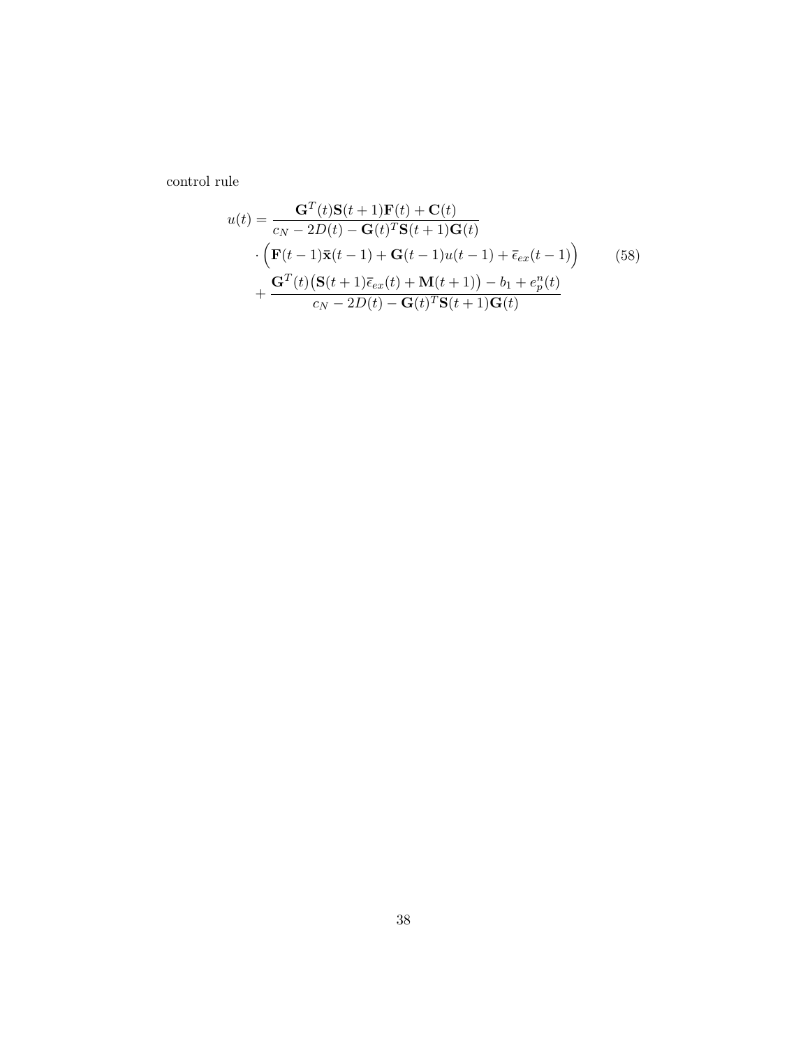control rule

$$
\begin{aligned}
u(t) = & \frac{\mathbf{G}^T(t)\mathbf{S}(t+1)\mathbf{F}(t) + \mathbf{C}(t)}{c_N - 2D(t) - \mathbf{G}(t)^T\mathbf{S}(t+1)\mathbf{G}(t)} \\
& \cdot \Big(\mathbf{F}(t-1)\bar{\mathbf{x}}(t-1) + \mathbf{G}(t-1)u(t-1) + \bar{\epsilon}_{ex}(t-1)\Big) \\
& + \frac{\mathbf{G}^T(t)\big(\mathbf{S}(t+1)\bar{\epsilon}_{ex}(t) + \mathbf{M}(t+1)\big) - b_1 + e_p^n(t)}{c_N - 2D(t) - \mathbf{G}(t)^T\mathbf{S}(t+1)\mathbf{G}(t)}
\end{aligned}
\tag{58}
$$